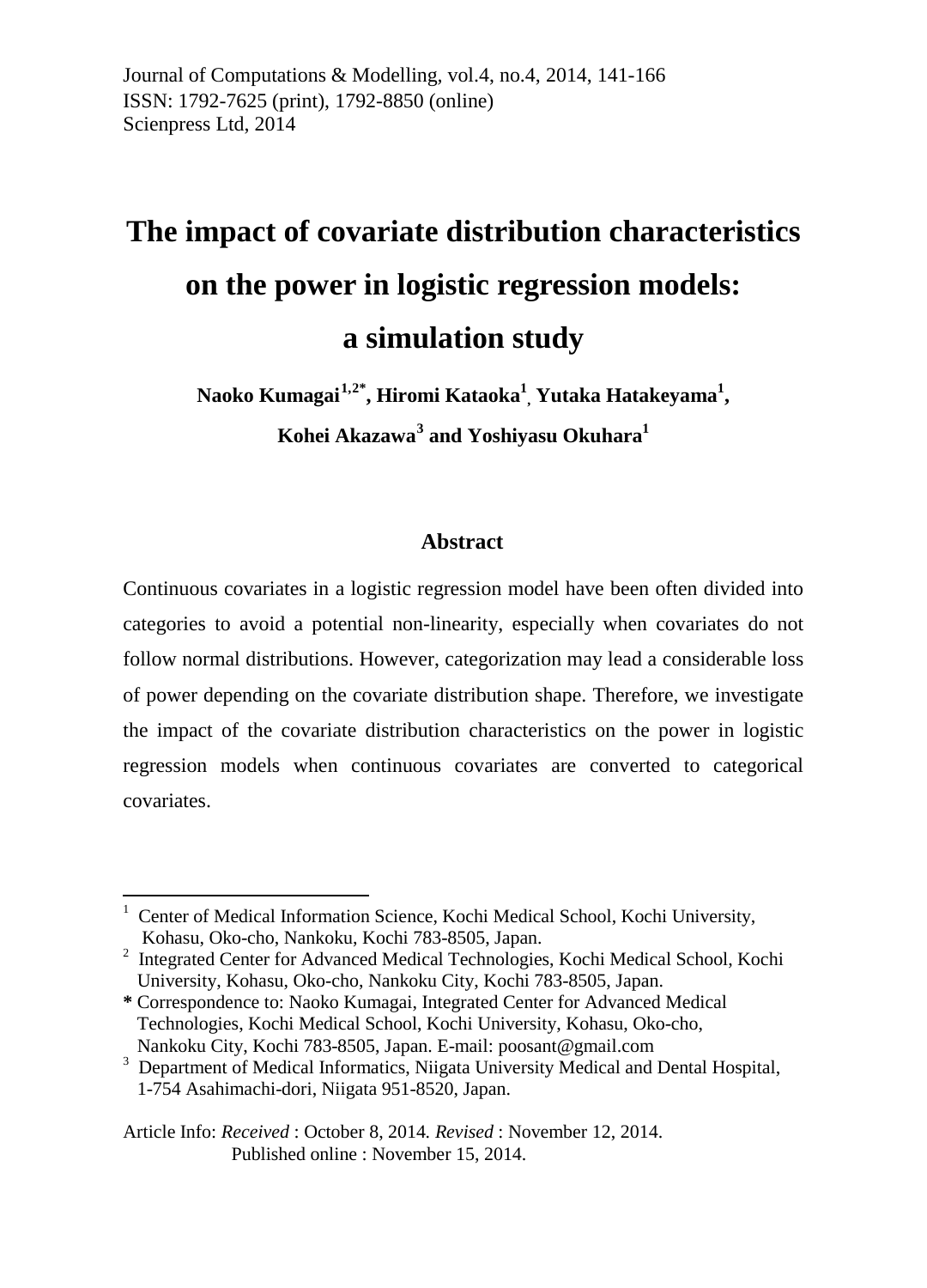Journal of Computations & Modelling, vol.4, no.4, 2014, 141-166
ISSN: 1792-7625 (print), 1792-8850 (online)
Scienpress Ltd, 2014

# The impact of covariate distribution characteristics on the power in logistic regression models: a simulation study

**Naoko Kumagai[1,2*], Hiromi Kataoka[1], Yutaka Hatakeyama[1], Kohei Akazawa[3] and Yoshiyasu Okuhara[1]**

## Abstract

Continuous covariates in a logistic regression model have been often divided into categories to avoid a potential non-linearity, especially when covariates do not follow normal distributions. However, categorization may lead a considerable loss of power depending on the covariate distribution shape. Therefore, we investigate the impact of the covariate distribution characteristics on the power in logistic regression models when continuous covariates are converted to categorical covariates.

---

[1] Center of Medical Information Science, Kochi Medical School, Kochi University, Kohasu, Oko-cho, Nankoku, Kochi 783-8505, Japan.
[2] Integrated Center for Advanced Medical Technologies, Kochi Medical School, Kochi University, Kohasu, Oko-cho, Nankoku City, Kochi 783-8505, Japan.
* Correspondence to: Naoko Kumagai, Integrated Center for Advanced Medical Technologies, Kochi Medical School, Kochi University, Kohasu, Oko-cho, Nankoku City, Kochi 783-8505, Japan. E-mail: poosant@gmail.com
[3] Department of Medical Informatics, Niigata University Medical and Dental Hospital, 1-754 Asahimachi-dori, Niigata 951-8520, Japan.

Article Info: *Received* : October 8, 2014. *Revised* : November 12, 2014.
Published online : November 15, 2014.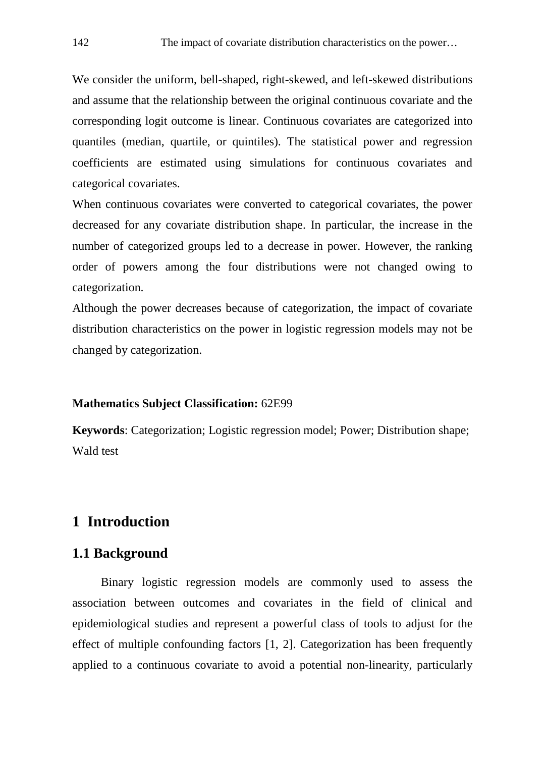We consider the uniform, bell-shaped, right-skewed, and left-skewed distributions and assume that the relationship between the original continuous covariate and the corresponding logit outcome is linear. Continuous covariates are categorized into quantiles (median, quartile, or quintiles). The statistical power and regression coefficients are estimated using simulations for continuous covariates and categorical covariates.

When continuous covariates were converted to categorical covariates, the power decreased for any covariate distribution shape. In particular, the increase in the number of categorized groups led to a decrease in power. However, the ranking order of powers among the four distributions were not changed owing to categorization.

Although the power decreases because of categorization, the impact of covariate distribution characteristics on the power in logistic regression models may not be changed by categorization.

**Mathematics Subject Classification:** 62E99

**Keywords**: Categorization; Logistic regression model; Power; Distribution shape; Wald test

# 1 Introduction

## 1.1 Background

Binary logistic regression models are commonly used to assess the association between outcomes and covariates in the field of clinical and epidemiological studies and represent a powerful class of tools to adjust for the effect of multiple confounding factors [1, 2]. Categorization has been frequently applied to a continuous covariate to avoid a potential non-linearity, particularly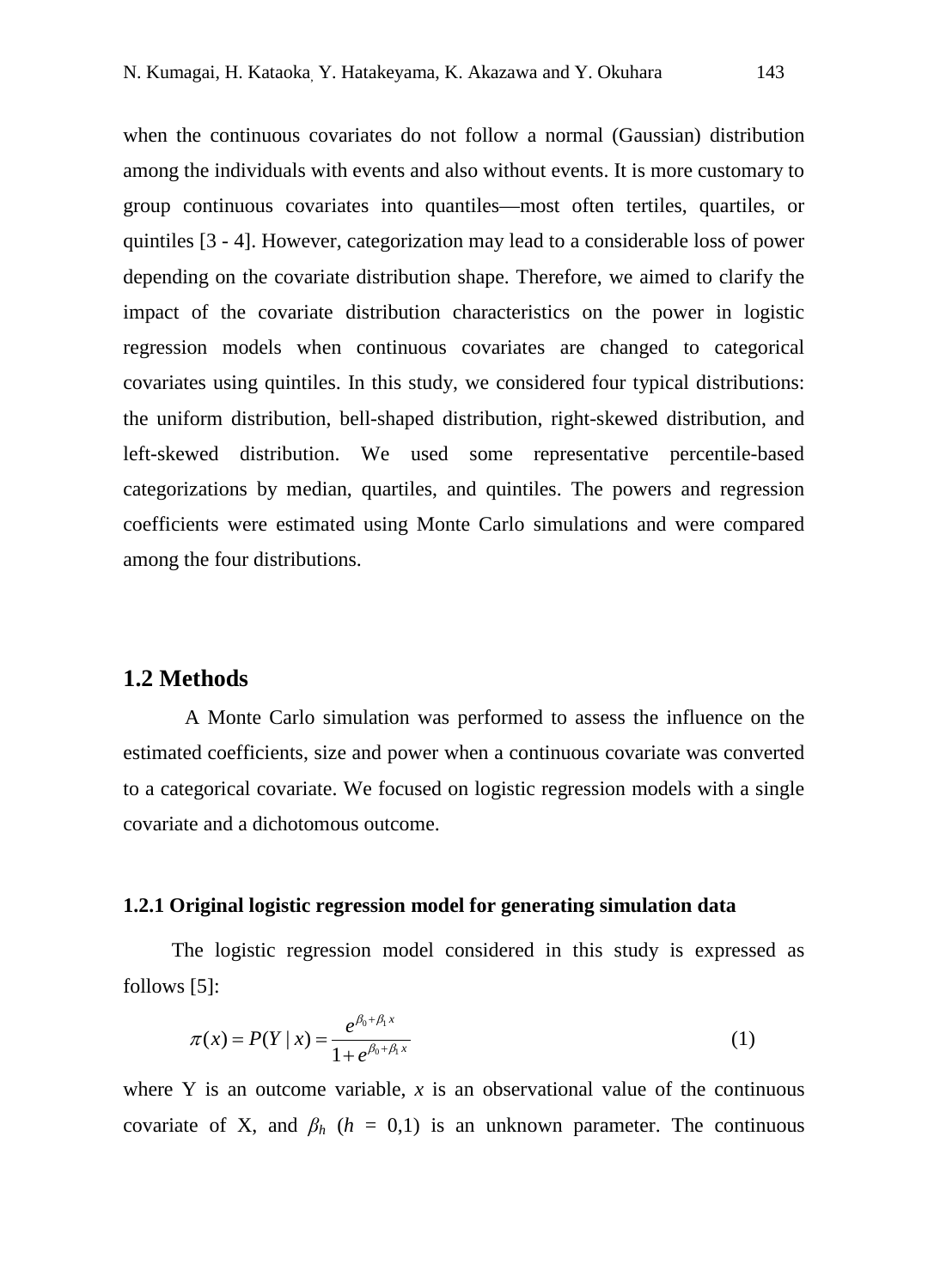when the continuous covariates do not follow a normal (Gaussian) distribution among the individuals with events and also without events. It is more customary to group continuous covariates into quantiles—most often tertiles, quartiles, or quintiles [3 - 4]. However, categorization may lead to a considerable loss of power depending on the covariate distribution shape. Therefore, we aimed to clarify the impact of the covariate distribution characteristics on the power in logistic regression models when continuous covariates are changed to categorical covariates using quintiles. In this study, we considered four typical distributions: the uniform distribution, bell-shaped distribution, right-skewed distribution, and left-skewed distribution. We used some representative percentile-based categorizations by median, quartiles, and quintiles. The powers and regression coefficients were estimated using Monte Carlo simulations and were compared among the four distributions.

## 1.2 Methods

A Monte Carlo simulation was performed to assess the influence on the estimated coefficients, size and power when a continuous covariate was converted to a categorical covariate. We focused on logistic regression models with a single covariate and a dichotomous outcome.

### 1.2.1 Original logistic regression model for generating simulation data

The logistic regression model considered in this study is expressed as follows [5]:

$$\pi(x) = P(Y \mid x) = \frac{e^{\beta_0 + \beta_1 x}}{1 + e^{\beta_0 + \beta_1 x}} \tag{1}$$

where Y is an outcome variable, $x$ is an observational value of the continuous covariate of X, and $\beta_h$ ($h$ = 0,1) is an unknown parameter. The continuous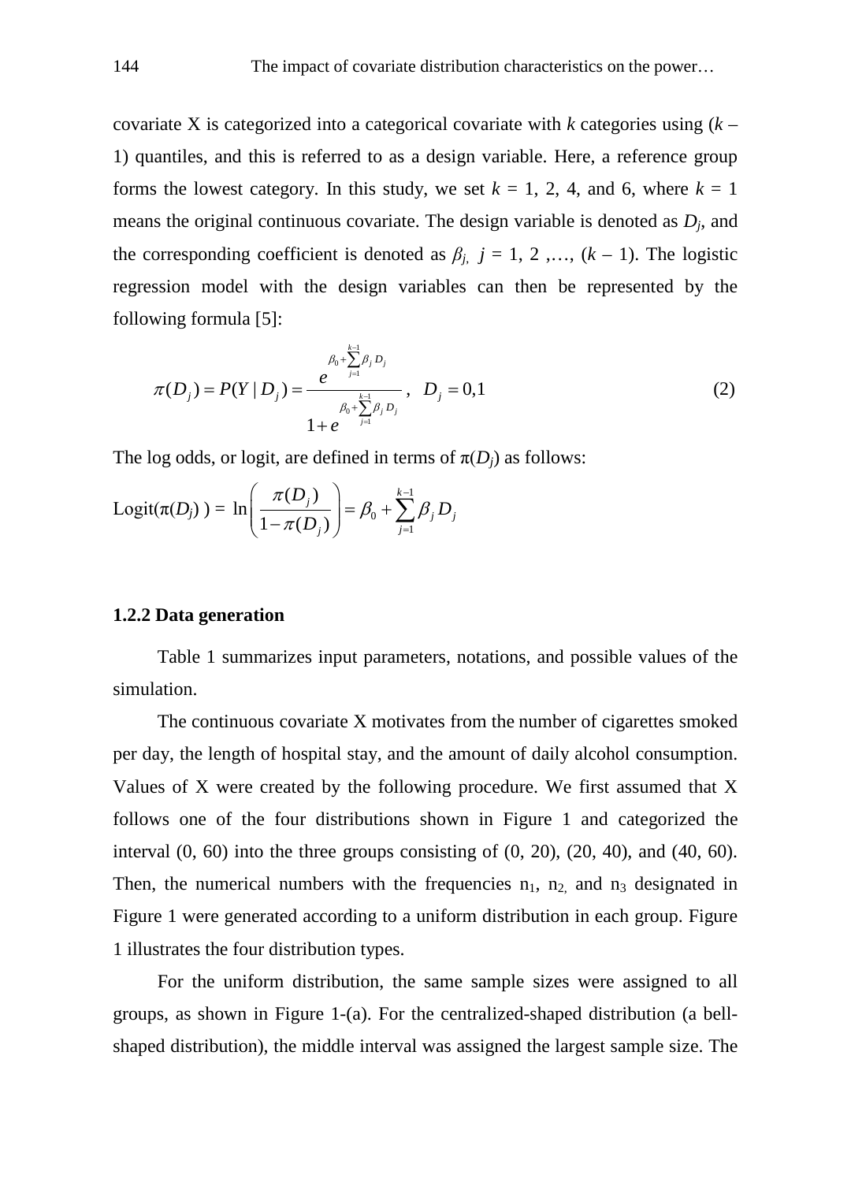covariate X is categorized into a categorical covariate with $k$ categories using ($k$ – 1) quantiles, and this is referred to as a design variable. Here, a reference group forms the lowest category. In this study, we set $k$ = 1, 2, 4, and 6, where $k$ = 1 means the original continuous covariate. The design variable is denoted as $D_j$, and the corresponding coefficient is denoted as $\beta_j$, $j$ = 1, 2 ,…, ($k$ – 1). The logistic regression model with the design variables can then be represented by the following formula [5]:

$$\pi(D_j) = P(Y \mid D_j) = \frac{e^{\beta_0 + \sum_{j=1}^{k-1} \beta_j D_j}}{1 + e^{\beta_0 + \sum_{j=1}^{k-1} \beta_j D_j}}, \quad D_j = 0,1 \tag{2}$$

The log odds, or logit, are defined in terms of $\pi(D_j)$ as follows:

$$\text{Logit}(\pi(D_j)) = \ln\left(\frac{\pi(D_j)}{1-\pi(D_j)}\right) = \beta_0 + \sum_{j=1}^{k-1} \beta_j D_j$$

### 1.2.2 Data generation

Table 1 summarizes input parameters, notations, and possible values of the simulation.

The continuous covariate X motivates from the number of cigarettes smoked per day, the length of hospital stay, and the amount of daily alcohol consumption. Values of X were created by the following procedure. We first assumed that X follows one of the four distributions shown in Figure 1 and categorized the interval (0, 60) into the three groups consisting of (0, 20), (20, 40), and (40, 60). Then, the numerical numbers with the frequencies $n_1$, $n_2$, and $n_3$ designated in Figure 1 were generated according to a uniform distribution in each group. Figure 1 illustrates the four distribution types.

For the uniform distribution, the same sample sizes were assigned to all groups, as shown in Figure 1-(a). For the centralized-shaped distribution (a bell-shaped distribution), the middle interval was assigned the largest sample size. The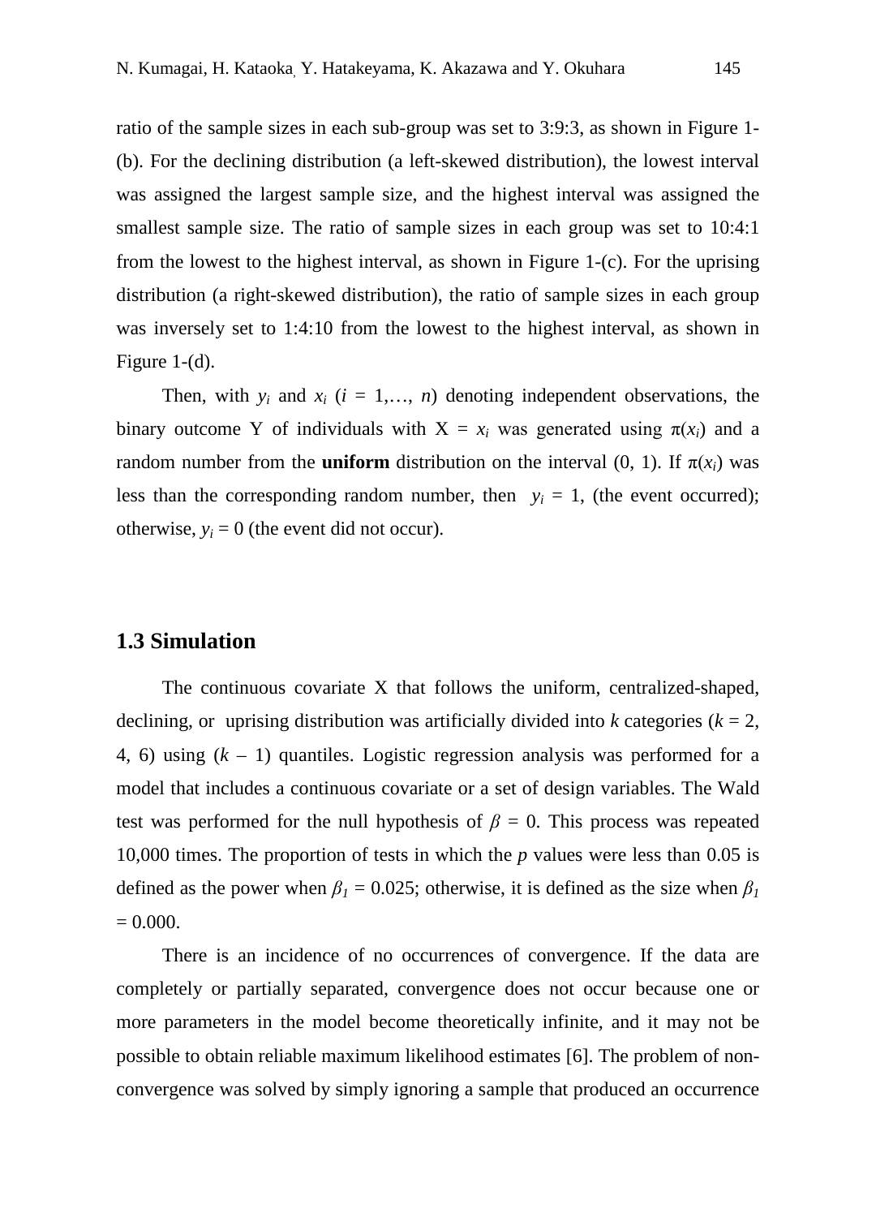ratio of the sample sizes in each sub-group was set to 3:9:3, as shown in Figure 1-(b). For the declining distribution (a left-skewed distribution), the lowest interval was assigned the largest sample size, and the highest interval was assigned the smallest sample size. The ratio of sample sizes in each group was set to 10:4:1 from the lowest to the highest interval, as shown in Figure 1-(c). For the uprising distribution (a right-skewed distribution), the ratio of sample sizes in each group was inversely set to 1:4:10 from the lowest to the highest interval, as shown in Figure 1-(d).

Then, with $y_i$ and $x_i$ ($i$ = 1,…, $n$) denoting independent observations, the binary outcome Y of individuals with X = $x_i$ was generated using $\pi(x_i)$ and a random number from the **uniform** distribution on the interval (0, 1). If $\pi(x_i)$ was less than the corresponding random number, then $y_i = 1$, (the event occurred); otherwise, $y_i = 0$ (the event did not occur).

### 1.3 Simulation

The continuous covariate X that follows the uniform, centralized-shaped, declining, or uprising distribution was artificially divided into $k$ categories ($k$ = 2, 4, 6) using ($k$ – 1) quantiles. Logistic regression analysis was performed for a model that includes a continuous covariate or a set of design variables. The Wald test was performed for the null hypothesis of $\beta = 0$. This process was repeated 10,000 times. The proportion of tests in which the $p$ values were less than 0.05 is defined as the power when $\beta_1 = 0.025$; otherwise, it is defined as the size when $\beta_1 = 0.000$.

There is an incidence of no occurrences of convergence. If the data are completely or partially separated, convergence does not occur because one or more parameters in the model become theoretically infinite, and it may not be possible to obtain reliable maximum likelihood estimates [6]. The problem of non-convergence was solved by simply ignoring a sample that produced an occurrence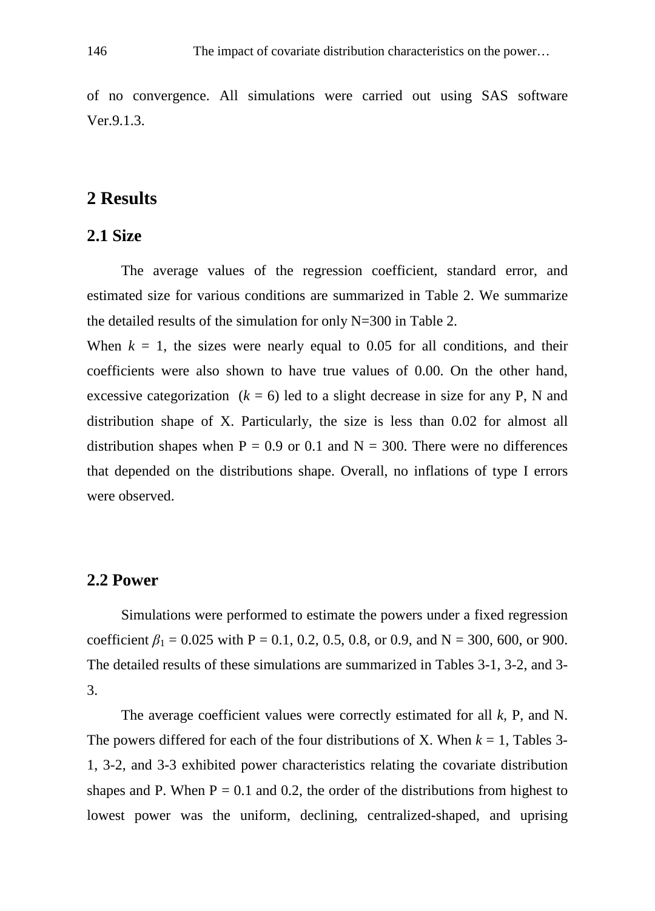of no convergence. All simulations were carried out using SAS software Ver.9.1.3.

# 2 Results

## 2.1 Size

The average values of the regression coefficient, standard error, and estimated size for various conditions are summarized in Table 2. We summarize the detailed results of the simulation for only N=300 in Table 2.

When $k$ = 1, the sizes were nearly equal to 0.05 for all conditions, and their coefficients were also shown to have true values of 0.00. On the other hand, excessive categorization ($k$ = 6) led to a slight decrease in size for any P, N and distribution shape of X. Particularly, the size is less than 0.02 for almost all distribution shapes when P = 0.9 or 0.1 and N = 300. There were no differences that depended on the distributions shape. Overall, no inflations of type I errors were observed.

## 2.2 Power

Simulations were performed to estimate the powers under a fixed regression coefficient $\beta_1$ = 0.025 with P = 0.1, 0.2, 0.5, 0.8, or 0.9, and N = 300, 600, or 900. The detailed results of these simulations are summarized in Tables 3-1, 3-2, and 3-3.

The average coefficient values were correctly estimated for all $k$, P, and N. The powers differed for each of the four distributions of X. When $k$ = 1, Tables 3-1, 3-2, and 3-3 exhibited power characteristics relating the covariate distribution shapes and P. When P = 0.1 and 0.2, the order of the distributions from highest to lowest power was the uniform, declining, centralized-shaped, and uprising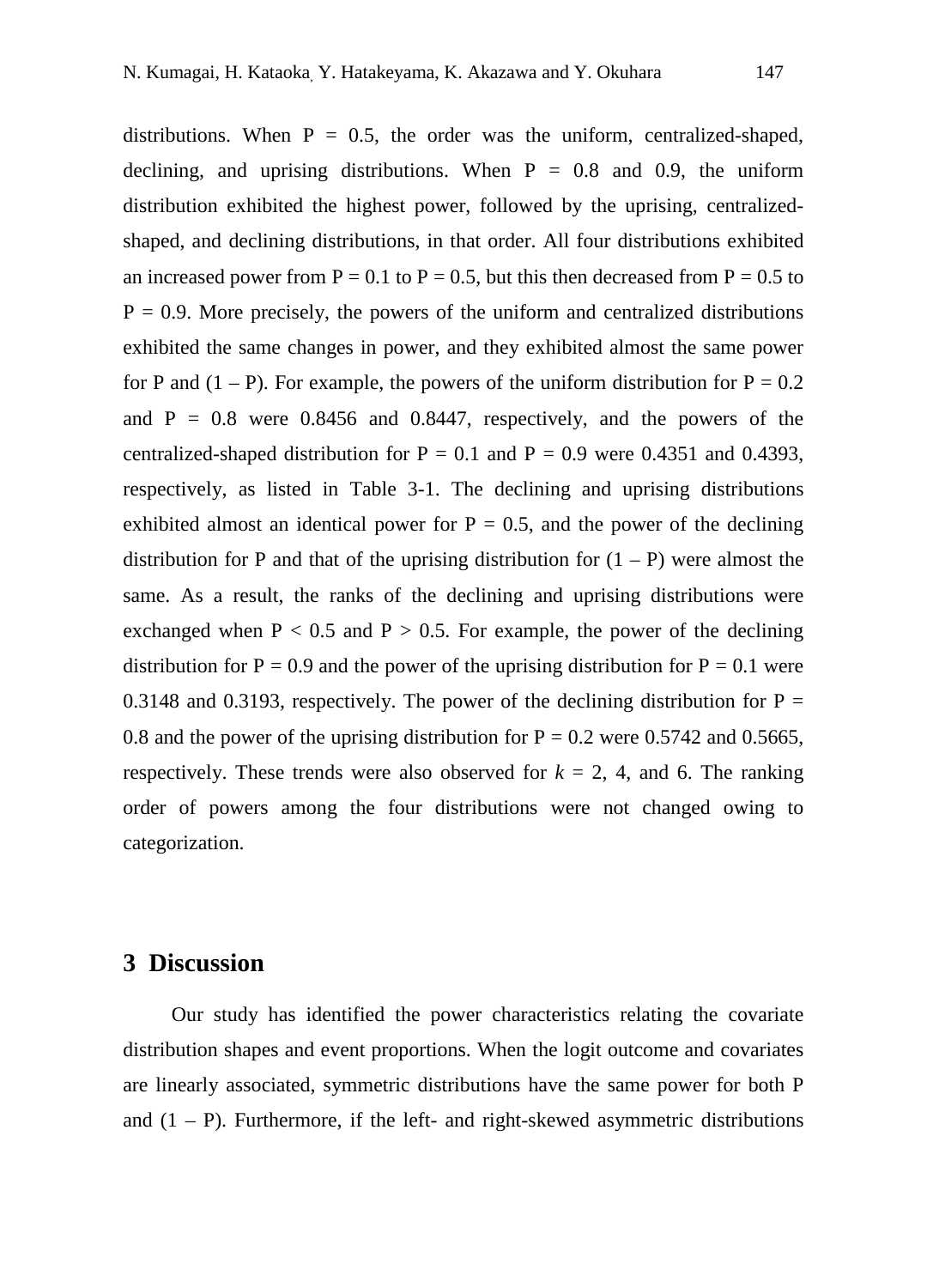distributions. When P = 0.5, the order was the uniform, centralized-shaped, declining, and uprising distributions. When P = 0.8 and 0.9, the uniform distribution exhibited the highest power, followed by the uprising, centralized-shaped, and declining distributions, in that order. All four distributions exhibited an increased power from P = 0.1 to P = 0.5, but this then decreased from P = 0.5 to P = 0.9. More precisely, the powers of the uniform and centralized distributions exhibited the same changes in power, and they exhibited almost the same power for P and (1 – P). For example, the powers of the uniform distribution for P = 0.2 and P = 0.8 were 0.8456 and 0.8447, respectively, and the powers of the centralized-shaped distribution for P = 0.1 and P = 0.9 were 0.4351 and 0.4393, respectively, as listed in Table 3-1. The declining and uprising distributions exhibited almost an identical power for P = 0.5, and the power of the declining distribution for P and that of the uprising distribution for (1 – P) were almost the same. As a result, the ranks of the declining and uprising distributions were exchanged when P < 0.5 and P > 0.5. For example, the power of the declining distribution for P = 0.9 and the power of the uprising distribution for P = 0.1 were 0.3148 and 0.3193, respectively. The power of the declining distribution for P = 0.8 and the power of the uprising distribution for P = 0.2 were 0.5742 and 0.5665, respectively. These trends were also observed for $k$ = 2, 4, and 6. The ranking order of powers among the four distributions were not changed owing to categorization.

## 3 Discussion

Our study has identified the power characteristics relating the covariate distribution shapes and event proportions. When the logit outcome and covariates are linearly associated, symmetric distributions have the same power for both P and (1 – P). Furthermore, if the left- and right-skewed asymmetric distributions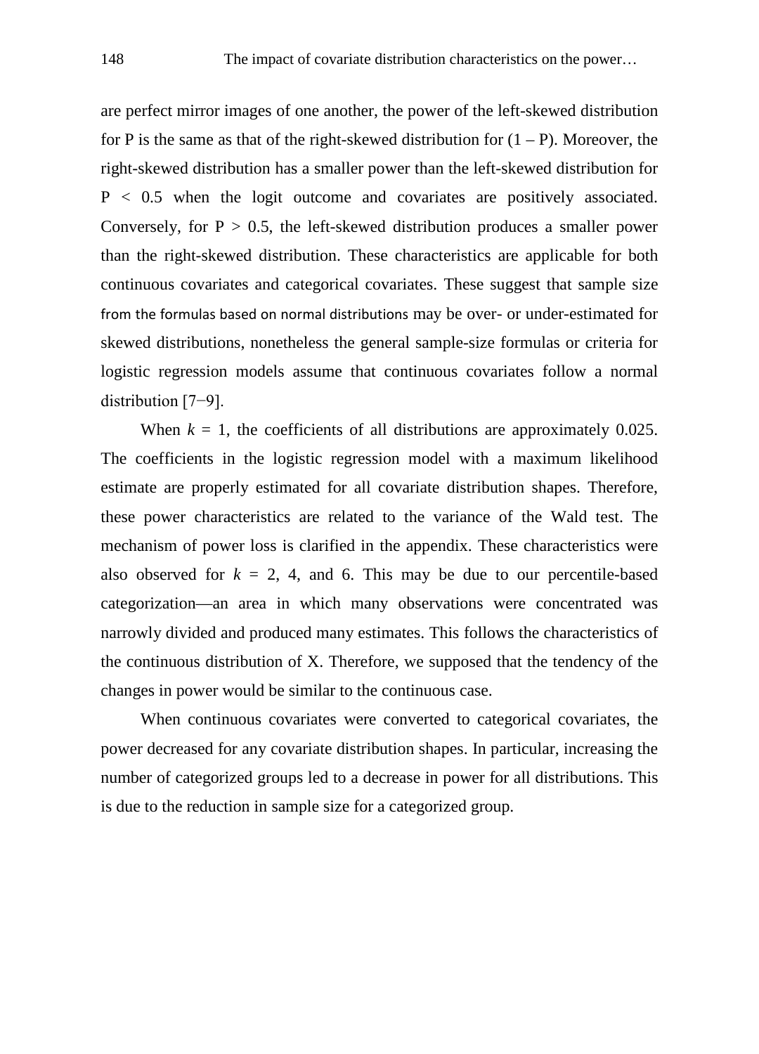are perfect mirror images of one another, the power of the left-skewed distribution for P is the same as that of the right-skewed distribution for $(1 - P)$. Moreover, the right-skewed distribution has a smaller power than the left-skewed distribution for $P < 0.5$ when the logit outcome and covariates are positively associated. Conversely, for $P > 0.5$, the left-skewed distribution produces a smaller power than the right-skewed distribution. These characteristics are applicable for both continuous covariates and categorical covariates. These suggest that sample size from the formulas based on normal distributions may be over- or under-estimated for skewed distributions, nonetheless the general sample-size formulas or criteria for logistic regression models assume that continuous covariates follow a normal distribution [7−9].

When $k = 1$, the coefficients of all distributions are approximately 0.025. The coefficients in the logistic regression model with a maximum likelihood estimate are properly estimated for all covariate distribution shapes. Therefore, these power characteristics are related to the variance of the Wald test. The mechanism of power loss is clarified in the appendix. These characteristics were also observed for $k = 2$, 4, and 6. This may be due to our percentile-based categorization—an area in which many observations were concentrated was narrowly divided and produced many estimates. This follows the characteristics of the continuous distribution of X. Therefore, we supposed that the tendency of the changes in power would be similar to the continuous case.

When continuous covariates were converted to categorical covariates, the power decreased for any covariate distribution shapes. In particular, increasing the number of categorized groups led to a decrease in power for all distributions. This is due to the reduction in sample size for a categorized group.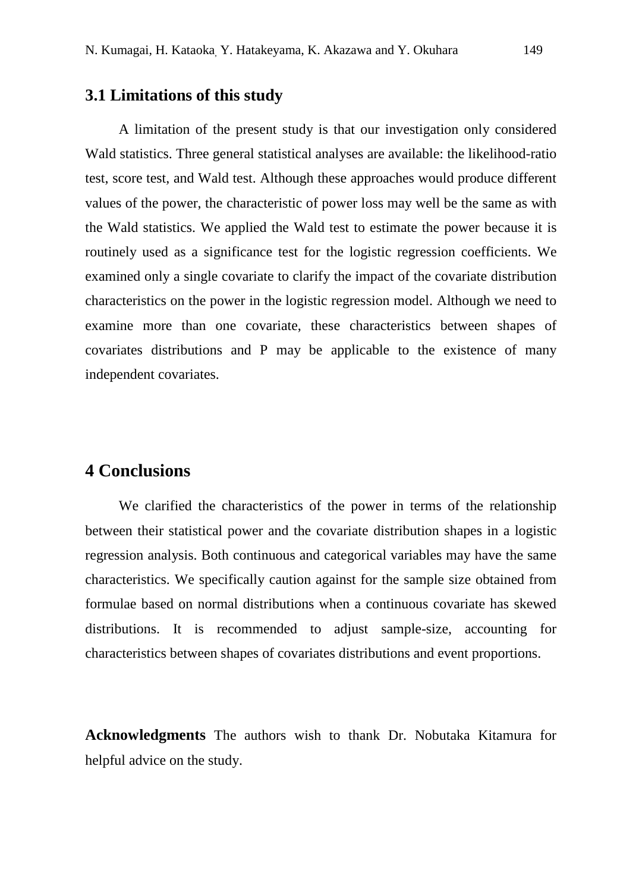## 3.1 Limitations of this study

A limitation of the present study is that our investigation only considered Wald statistics. Three general statistical analyses are available: the likelihood-ratio test, score test, and Wald test. Although these approaches would produce different values of the power, the characteristic of power loss may well be the same as with the Wald statistics. We applied the Wald test to estimate the power because it is routinely used as a significance test for the logistic regression coefficients. We examined only a single covariate to clarify the impact of the covariate distribution characteristics on the power in the logistic regression model. Although we need to examine more than one covariate, these characteristics between shapes of covariates distributions and P may be applicable to the existence of many independent covariates.

# 4 Conclusions

We clarified the characteristics of the power in terms of the relationship between their statistical power and the covariate distribution shapes in a logistic regression analysis. Both continuous and categorical variables may have the same characteristics. We specifically caution against for the sample size obtained from formulae based on normal distributions when a continuous covariate has skewed distributions. It is recommended to adjust sample-size, accounting for characteristics between shapes of covariates distributions and event proportions.

**Acknowledgments** The authors wish to thank Dr. Nobutaka Kitamura for helpful advice on the study.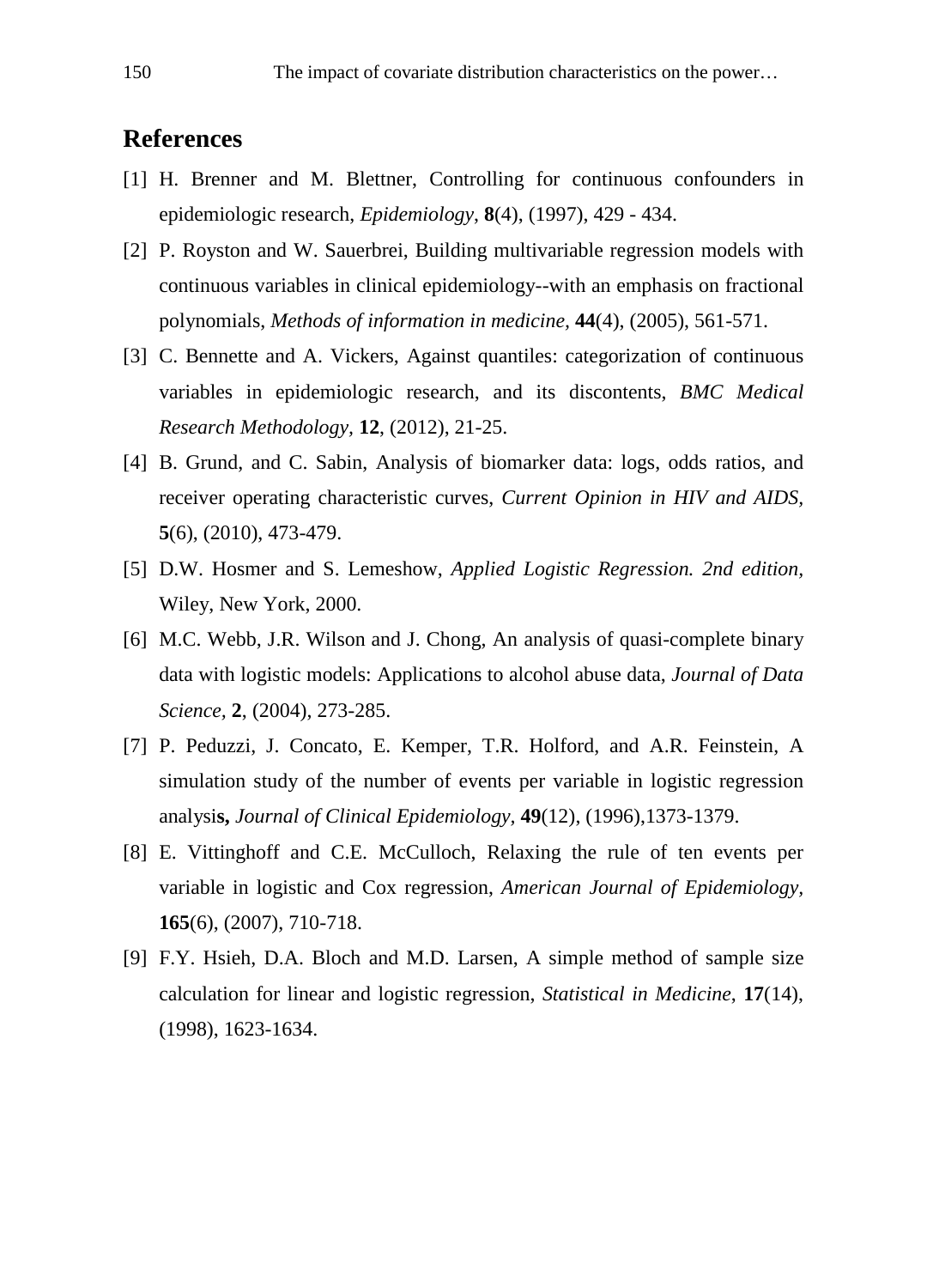## References

[1] H. Brenner and M. Blettner, Controlling for continuous confounders in epidemiologic research, *Epidemiology*, **8**(4), (1997), 429 - 434.

[2] P. Royston and W. Sauerbrei, Building multivariable regression models with continuous variables in clinical epidemiology--with an emphasis on fractional polynomials, *Methods of information in medicine*, **44**(4), (2005), 561-571.

[3] C. Bennette and A. Vickers, Against quantiles: categorization of continuous variables in epidemiologic research, and its discontents, *BMC Medical Research Methodology*, **12**, (2012), 21-25.

[4] B. Grund, and C. Sabin, Analysis of biomarker data: logs, odds ratios, and receiver operating characteristic curves, *Current Opinion in HIV and AIDS*, **5**(6), (2010), 473-479.

[5] D.W. Hosmer and S. Lemeshow, *Applied Logistic Regression. 2nd edition*, Wiley, New York, 2000.

[6] M.C. Webb, J.R. Wilson and J. Chong, An analysis of quasi-complete binary data with logistic models: Applications to alcohol abuse data, *Journal of Data Science*, **2**, (2004), 273-285.

[7] P. Peduzzi, J. Concato, E. Kemper, T.R. Holford, and A.R. Feinstein, A simulation study of the number of events per variable in logistic regression analysis**,** *Journal of Clinical Epidemiology*, **49**(12), (1996),1373-1379.

[8] E. Vittinghoff and C.E. McCulloch, Relaxing the rule of ten events per variable in logistic and Cox regression, *American Journal of Epidemiology*, **165**(6), (2007), 710-718.

[9] F.Y. Hsieh, D.A. Bloch and M.D. Larsen, A simple method of sample size calculation for linear and logistic regression, *Statistical in Medicine*, **17**(14), (1998), 1623-1634.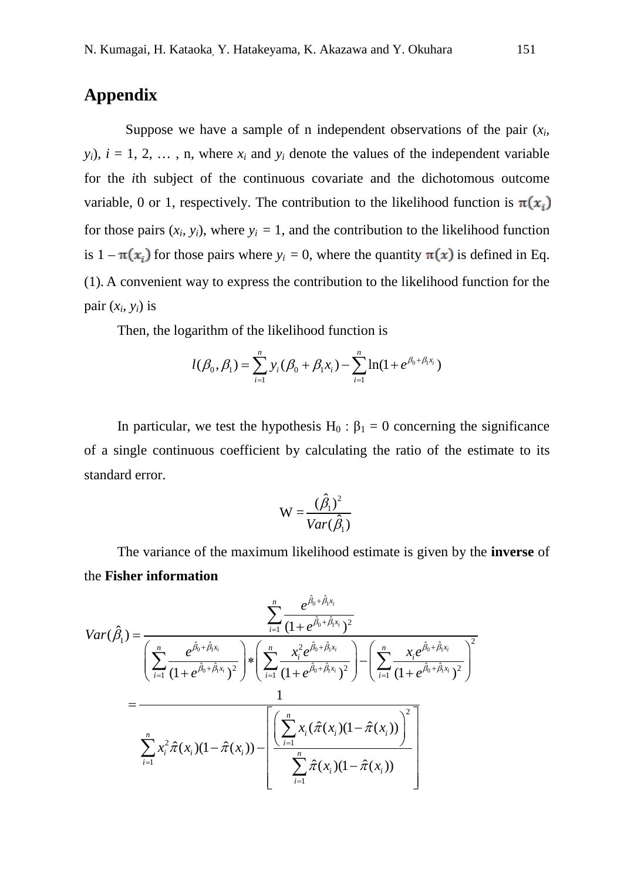## Appendix

Suppose we have a sample of n independent observations of the pair ($x_i$, $y_i$), $i$ = 1, 2, … , n, where $x_i$ and $y_i$ denote the values of the independent variable for the $i$th subject of the continuous covariate and the dichotomous outcome variable, 0 or 1, respectively. The contribution to the likelihood function is $\pi(x_i)$ for those pairs ($x_i$, $y_i$), where $y_i$ = 1, and the contribution to the likelihood function is 1 – $\pi(x_i)$ for those pairs where $y_i$ = 0, where the quantity $\pi(x)$ is defined in Eq. (1). A convenient way to express the contribution to the likelihood function for the pair ($x_i$, $y_i$) is

Then, the logarithm of the likelihood function is

$$l(\beta_0, \beta_1) = \sum_{i=1}^{n} y_i(\beta_0 + \beta_1 x_i) - \sum_{i=1}^{n} \ln(1 + e^{\beta_0 + \beta_1 x_i})$$

In particular, we test the hypothesis $H_0 : \beta_1 = 0$ concerning the significance of a single continuous coefficient by calculating the ratio of the estimate to its standard error.

$$\mathrm{W} = \frac{(\hat{\beta}_1)^2}{Var(\hat{\beta}_1)}$$

The variance of the maximum likelihood estimate is given by the **inverse** of the **Fisher information**

$$Var(\hat{\beta}_1) = \frac{\displaystyle\sum_{i=1}^{n} \frac{e^{\hat{\beta}_0 + \hat{\beta}_1 x_i}}{(1 + e^{\hat{\beta}_0 + \hat{\beta}_1 x_i})^2}}{\left(\displaystyle\sum_{i=1}^{n} \frac{e^{\hat{\beta}_0 + \hat{\beta}_1 x_i}}{(1 + e^{\hat{\beta}_0 + \hat{\beta}_1 x_i})^2}\right) * \left(\displaystyle\sum_{i=1}^{n} \frac{x_i^2 e^{\hat{\beta}_0 + \hat{\beta}_1 x_i}}{(1 + e^{\hat{\beta}_0 + \hat{\beta}_1 x_i})^2}\right) - \left(\displaystyle\sum_{i=1}^{n} \frac{x_i e^{\hat{\beta}_0 + \hat{\beta}_1 x_i}}{(1 + e^{\hat{\beta}_0 + \hat{\beta}_1 x_i})^2}\right)^2}$$

$$= \frac{1}{\displaystyle\sum_{i=1}^{n} x_i^2 \hat{\pi}(x_i)(1 - \hat{\pi}(x_i)) - \left[\frac{\left(\displaystyle\sum_{i=1}^{n} x_i(\hat{\pi}(x_i)(1 - \hat{\pi}(x_i))\right)^2}{\displaystyle\sum_{i=1}^{n} \hat{\pi}(x_i)(1 - \hat{\pi}(x_i))}\right]}$$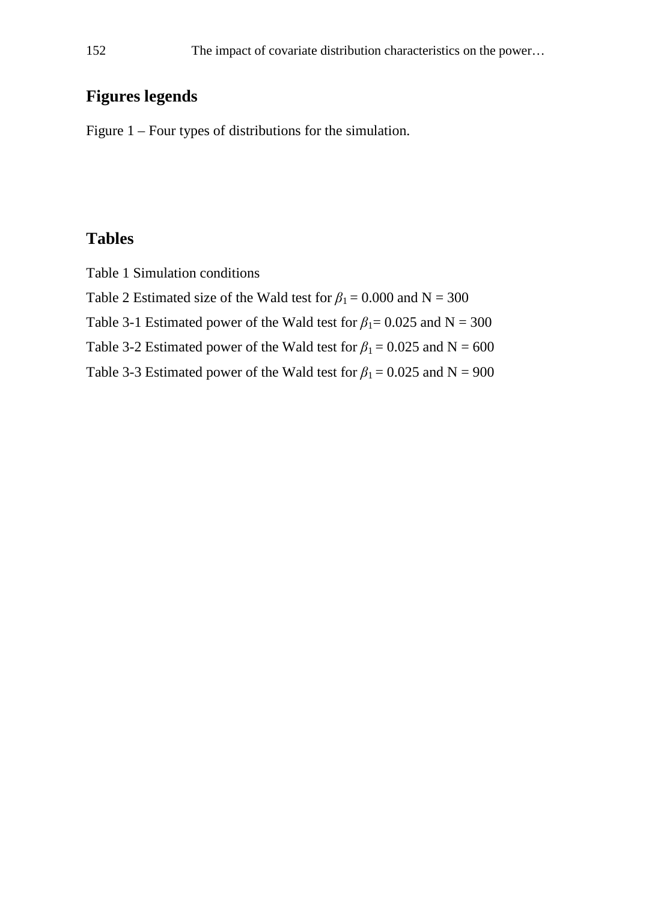## Figures legends

Figure 1 – Four types of distributions for the simulation.

## Tables

Table 1 Simulation conditions

Table 2 Estimated size of the Wald test for $\beta_1 = 0.000$ and N = 300

Table 3-1 Estimated power of the Wald test for $\beta_1 = 0.025$ and N = 300

Table 3-2 Estimated power of the Wald test for $\beta_1 = 0.025$ and N = 600

Table 3-3 Estimated power of the Wald test for $\beta_1 = 0.025$ and N = 900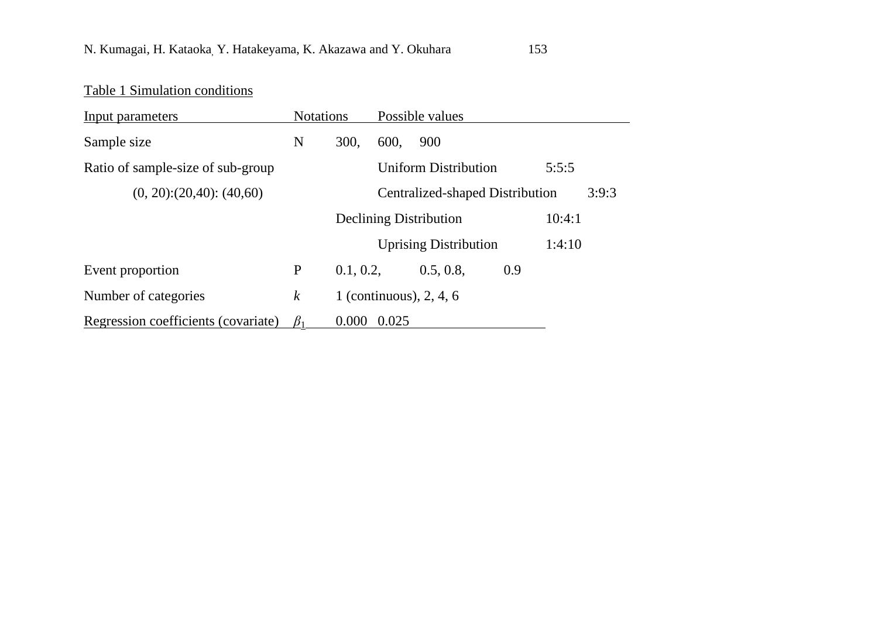Table 1 Simulation conditions

| Input parameters | Notations | Possible values |
|---|---|---|
| Sample size | N | 300, 600, 900 |
| Ratio of sample-size of sub-group (0, 20):(20,40): (40,60) | | Uniform Distribution 5:5:5 |
| | | Centralized-shaped Distribution 3:9:3 |
| | | Declining Distribution 10:4:1 |
| | | Uprising Distribution 1:4:10 |
| Event proportion | P | 0.1, 0.2, 0.5, 0.8, 0.9 |
| Number of categories | $k$ | 1 (continuous), 2, 4, 6 |
| Regression coefficients (covariate) | $\beta_1$ | 0.000 0.025 |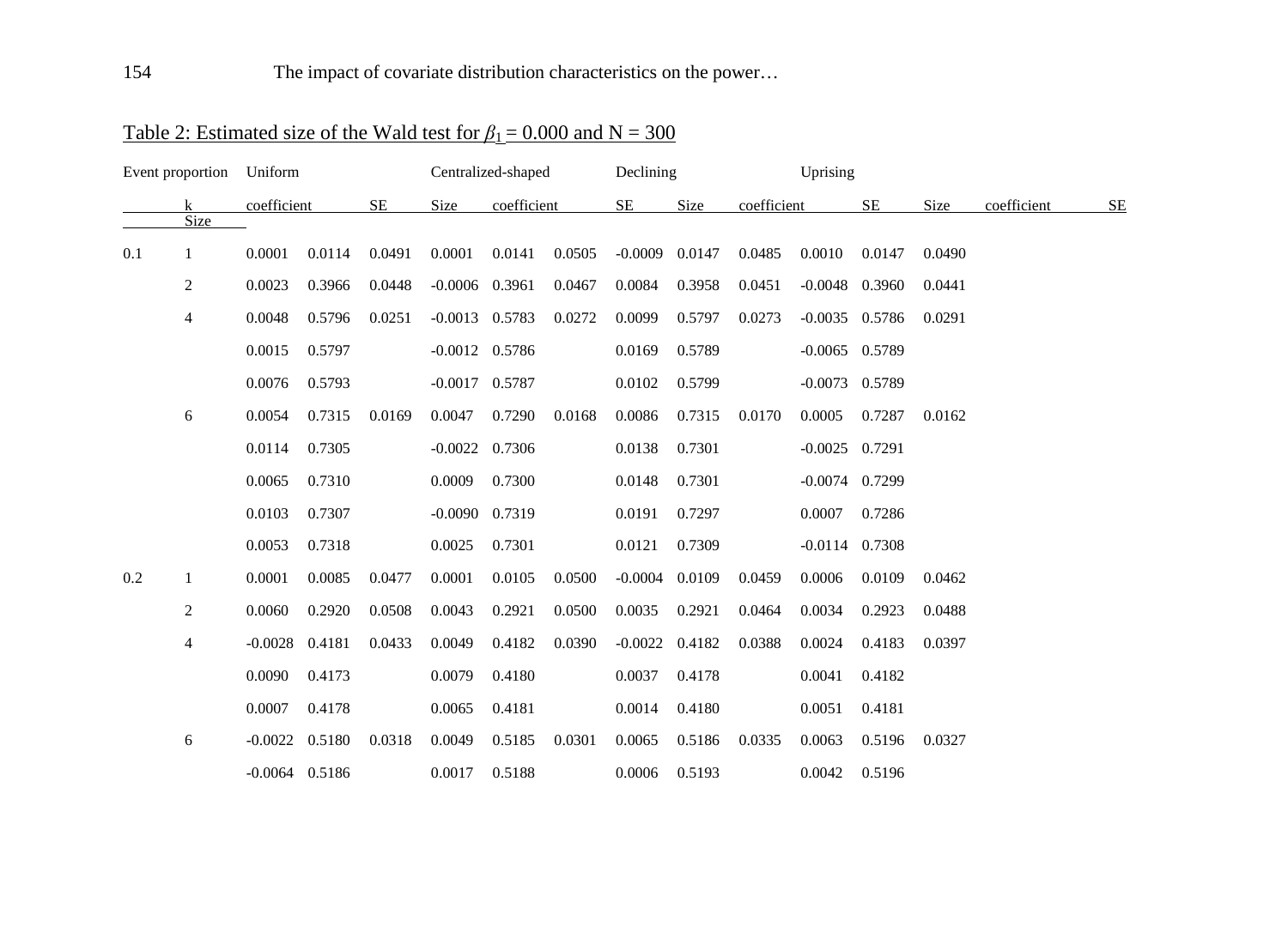Table 2: Estimated size of the Wald test for $\beta_1 = 0.000$ and N = 300

| Event proportion | k | Uniform | | | Centralized-shaped | | | Declining | | | Uprising | | |
|---|---|---|---|---|---|---|---|---|---|---|---|---|---|
| | | coefficient | SE | Size | coefficient | SE | Size | coefficient | SE | Size | coefficient | SE | Size |
| 0.1 | 1 | 0.0001 | 0.0114 | 0.0491 | 0.0001 | 0.0141 | 0.0505 | -0.0009 | 0.0147 | 0.0485 | 0.0010 | 0.0147 | 0.0490 |
| | 2 | 0.0023 | 0.3966 | 0.0448 | -0.0006 | 0.3961 | 0.0467 | 0.0084 | 0.3958 | 0.0451 | -0.0048 | 0.3960 | 0.0441 |
| | 4 | 0.0048 | 0.5796 | 0.0251 | -0.0013 | 0.5783 | 0.0272 | 0.0099 | 0.5797 | 0.0273 | -0.0035 | 0.5786 | 0.0291 |
| | | 0.0015 | 0.5797 | | -0.0012 | 0.5786 | | 0.0169 | 0.5789 | | -0.0065 | 0.5789 | |
| | | 0.0076 | 0.5793 | | -0.0017 | 0.5787 | | 0.0102 | 0.5799 | | -0.0073 | 0.5789 | |
| | 6 | 0.0054 | 0.7315 | 0.0169 | 0.0047 | 0.7290 | 0.0168 | 0.0086 | 0.7315 | 0.0170 | 0.0005 | 0.7287 | 0.0162 |
| | | 0.0114 | 0.7305 | | -0.0022 | 0.7306 | | 0.0138 | 0.7301 | | -0.0025 | 0.7291 | |
| | | 0.0065 | 0.7310 | | 0.0009 | 0.7300 | | 0.0148 | 0.7301 | | -0.0074 | 0.7299 | |
| | | 0.0103 | 0.7307 | | -0.0090 | 0.7319 | | 0.0191 | 0.7297 | | 0.0007 | 0.7286 | |
| | | 0.0053 | 0.7318 | | 0.0025 | 0.7301 | | 0.0121 | 0.7309 | | -0.0114 | 0.7308 | |
| 0.2 | 1 | 0.0001 | 0.0085 | 0.0477 | 0.0001 | 0.0105 | 0.0500 | -0.0004 | 0.0109 | 0.0459 | 0.0006 | 0.0109 | 0.0462 |
| | 2 | 0.0060 | 0.2920 | 0.0508 | 0.0043 | 0.2921 | 0.0500 | 0.0035 | 0.2921 | 0.0464 | 0.0034 | 0.2923 | 0.0488 |
| | 4 | -0.0028 | 0.4181 | 0.0433 | 0.0049 | 0.4182 | 0.0390 | -0.0022 | 0.4182 | 0.0388 | 0.0024 | 0.4183 | 0.0397 |
| | | 0.0090 | 0.4173 | | 0.0079 | 0.4180 | | 0.0037 | 0.4178 | | 0.0041 | 0.4182 | |
| | | 0.0007 | 0.4178 | | 0.0065 | 0.4181 | | 0.0014 | 0.4180 | | 0.0051 | 0.4181 | |
| | 6 | -0.0022 | 0.5180 | 0.0318 | 0.0049 | 0.5185 | 0.0301 | 0.0065 | 0.5186 | 0.0335 | 0.0063 | 0.5196 | 0.0327 |
| | | -0.0064 | 0.5186 | | 0.0017 | 0.5188 | | 0.0006 | 0.5193 | | 0.0042 | 0.5196 | |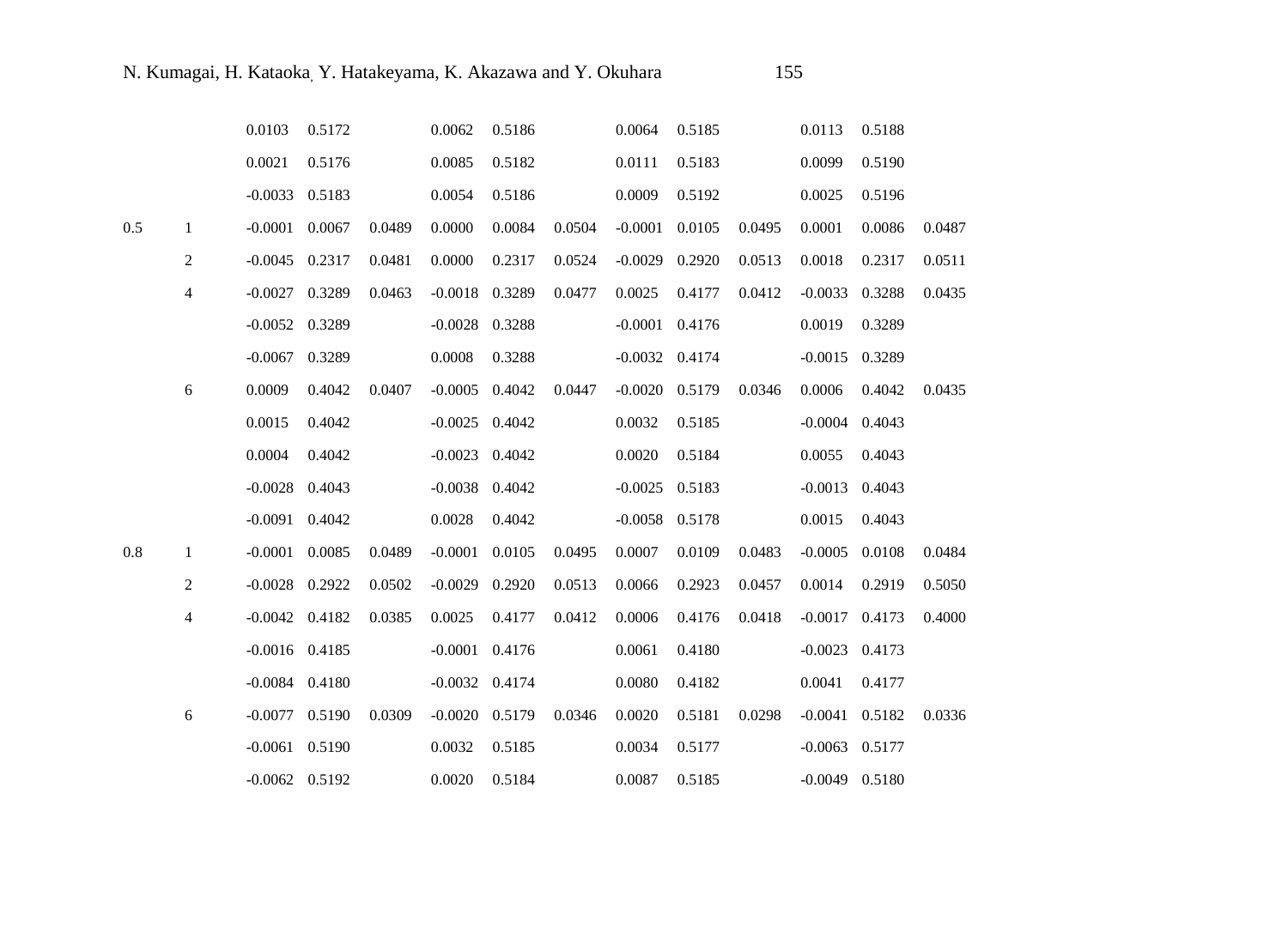| | | | | | | | | | | | | | |
|---|---|---|---|---|---|---|---|---|---|---|---|---|---|
| | | 0.0103 | 0.5172 | | 0.0062 | 0.5186 | | 0.0064 | 0.5185 | | 0.0113 | 0.5188 | |
| | | 0.0021 | 0.5176 | | 0.0085 | 0.5182 | | 0.0111 | 0.5183 | | 0.0099 | 0.5190 | |
| | | -0.0033 | 0.5183 | | 0.0054 | 0.5186 | | 0.0009 | 0.5192 | | 0.0025 | 0.5196 | |
| 0.5 | 1 | -0.0001 | 0.0067 | 0.0489 | 0.0000 | 0.0084 | 0.0504 | -0.0001 | 0.0105 | 0.0495 | 0.0001 | 0.0086 | 0.0487 |
| | 2 | -0.0045 | 0.2317 | 0.0481 | 0.0000 | 0.2317 | 0.0524 | -0.0029 | 0.2920 | 0.0513 | 0.0018 | 0.2317 | 0.0511 |
| | 4 | -0.0027 | 0.3289 | 0.0463 | -0.0018 | 0.3289 | 0.0477 | 0.0025 | 0.4177 | 0.0412 | -0.0033 | 0.3288 | 0.0435 |
| | | -0.0052 | 0.3289 | | -0.0028 | 0.3288 | | -0.0001 | 0.4176 | | 0.0019 | 0.3289 | |
| | | -0.0067 | 0.3289 | | 0.0008 | 0.3288 | | -0.0032 | 0.4174 | | -0.0015 | 0.3289 | |
| | 6 | 0.0009 | 0.4042 | 0.0407 | -0.0005 | 0.4042 | 0.0447 | -0.0020 | 0.5179 | 0.0346 | 0.0006 | 0.4042 | 0.0435 |
| | | 0.0015 | 0.4042 | | -0.0025 | 0.4042 | | 0.0032 | 0.5185 | | -0.0004 | 0.4043 | |
| | | 0.0004 | 0.4042 | | -0.0023 | 0.4042 | | 0.0020 | 0.5184 | | 0.0055 | 0.4043 | |
| | | -0.0028 | 0.4043 | | -0.0038 | 0.4042 | | -0.0025 | 0.5183 | | -0.0013 | 0.4043 | |
| | | -0.0091 | 0.4042 | | 0.0028 | 0.4042 | | -0.0058 | 0.5178 | | 0.0015 | 0.4043 | |
| 0.8 | 1 | -0.0001 | 0.0085 | 0.0489 | -0.0001 | 0.0105 | 0.0495 | 0.0007 | 0.0109 | 0.0483 | -0.0005 | 0.0108 | 0.0484 |
| | 2 | -0.0028 | 0.2922 | 0.0502 | -0.0029 | 0.2920 | 0.0513 | 0.0066 | 0.2923 | 0.0457 | 0.0014 | 0.2919 | 0.5050 |
| | 4 | -0.0042 | 0.4182 | 0.0385 | 0.0025 | 0.4177 | 0.0412 | 0.0006 | 0.4176 | 0.0418 | -0.0017 | 0.4173 | 0.4000 |
| | | -0.0016 | 0.4185 | | -0.0001 | 0.4176 | | 0.0061 | 0.4180 | | -0.0023 | 0.4173 | |
| | | -0.0084 | 0.4180 | | -0.0032 | 0.4174 | | 0.0080 | 0.4182 | | 0.0041 | 0.4177 | |
| | 6 | -0.0077 | 0.5190 | 0.0309 | -0.0020 | 0.5179 | 0.0346 | 0.0020 | 0.5181 | 0.0298 | -0.0041 | 0.5182 | 0.0336 |
| | | -0.0061 | 0.5190 | | 0.0032 | 0.5185 | | 0.0034 | 0.5177 | | -0.0063 | 0.5177 | |
| | | -0.0062 | 0.5192 | | 0.0020 | 0.5184 | | 0.0087 | 0.5185 | | -0.0049 | 0.5180 | |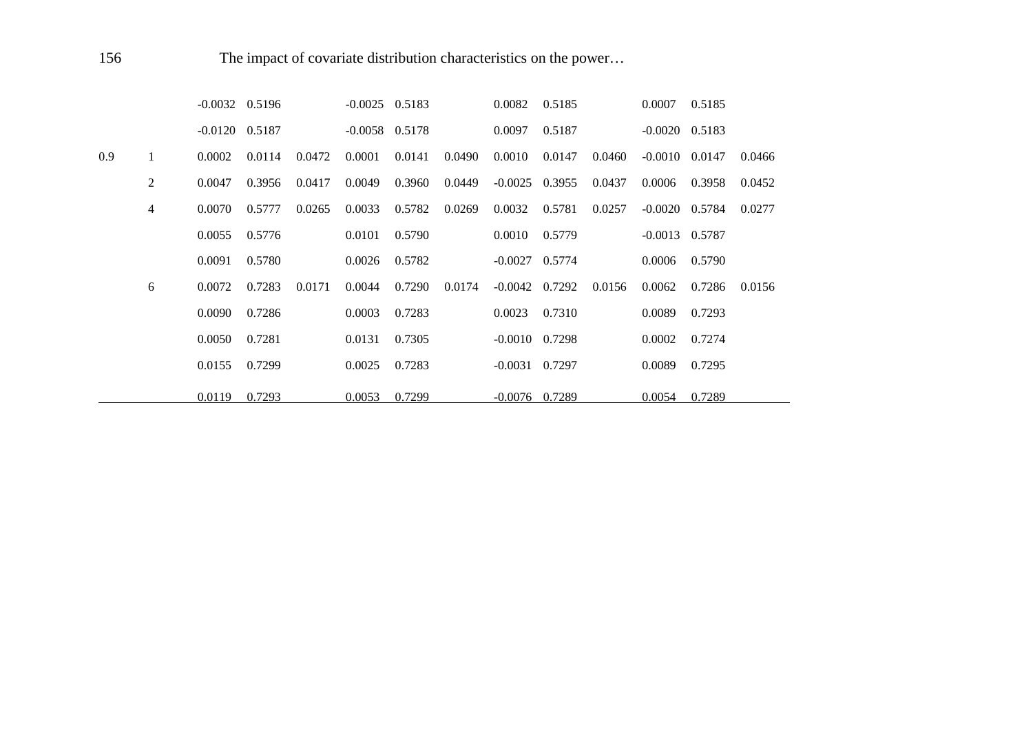| | | | | | | | | | | | | | |
|---|---|---|---|---|---|---|---|---|---|---|---|---|---|
| | | -0.0032 | 0.5196 | | -0.0025 | 0.5183 | | 0.0082 | 0.5185 | | 0.0007 | 0.5185 | |
| | | -0.0120 | 0.5187 | | -0.0058 | 0.5178 | | 0.0097 | 0.5187 | | -0.0020 | 0.5183 | |
| 0.9 | 1 | 0.0002 | 0.0114 | 0.0472 | 0.0001 | 0.0141 | 0.0490 | 0.0010 | 0.0147 | 0.0460 | -0.0010 | 0.0147 | 0.0466 |
| | 2 | 0.0047 | 0.3956 | 0.0417 | 0.0049 | 0.3960 | 0.0449 | -0.0025 | 0.3955 | 0.0437 | 0.0006 | 0.3958 | 0.0452 |
| | 4 | 0.0070 | 0.5777 | 0.0265 | 0.0033 | 0.5782 | 0.0269 | 0.0032 | 0.5781 | 0.0257 | -0.0020 | 0.5784 | 0.0277 |
| | | 0.0055 | 0.5776 | | 0.0101 | 0.5790 | | 0.0010 | 0.5779 | | -0.0013 | 0.5787 | |
| | | 0.0091 | 0.5780 | | 0.0026 | 0.5782 | | -0.0027 | 0.5774 | | 0.0006 | 0.5790 | |
| | 6 | 0.0072 | 0.7283 | 0.0171 | 0.0044 | 0.7290 | 0.0174 | -0.0042 | 0.7292 | 0.0156 | 0.0062 | 0.7286 | 0.0156 |
| | | 0.0090 | 0.7286 | | 0.0003 | 0.7283 | | 0.0023 | 0.7310 | | 0.0089 | 0.7293 | |
| | | 0.0050 | 0.7281 | | 0.0131 | 0.7305 | | -0.0010 | 0.7298 | | 0.0002 | 0.7274 | |
| | | 0.0155 | 0.7299 | | 0.0025 | 0.7283 | | -0.0031 | 0.7297 | | 0.0089 | 0.7295 | |
| | | 0.0119 | 0.7293 | | 0.0053 | 0.7299 | | -0.0076 | 0.7289 | | 0.0054 | 0.7289 | |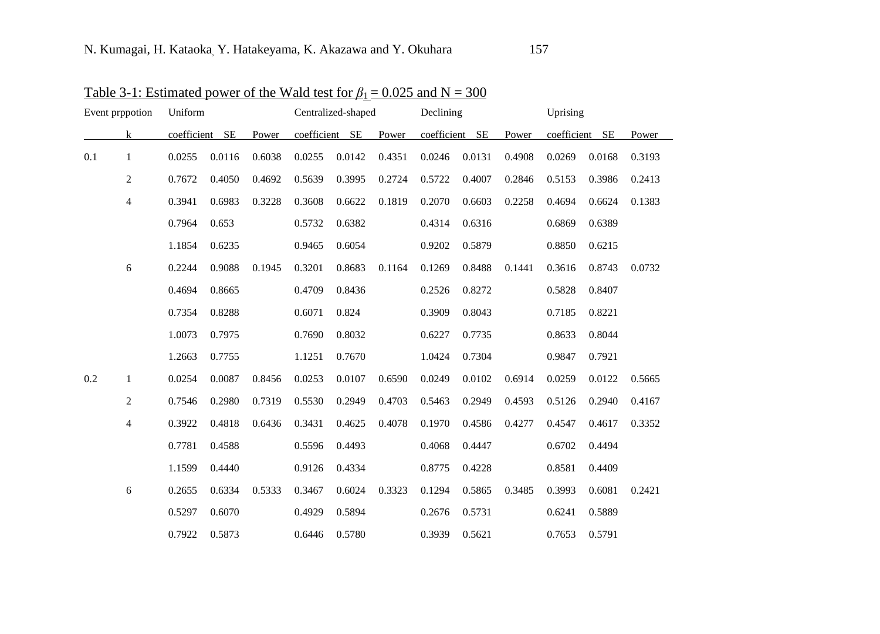Table 3-1: Estimated power of the Wald test for $\beta_1 = 0.025$ and N = 300

| Event prppotion | | Uniform | | | Centralized-shaped | | | Declining | | | Uprising | | |
|---|---|---|---|---|---|---|---|---|---|---|---|---|---|
| | k | coefficient | SE | Power | coefficient | SE | Power | coefficient | SE | Power | coefficient | SE | Power |
| 0.1 | 1 | 0.0255 | 0.0116 | 0.6038 | 0.0255 | 0.0142 | 0.4351 | 0.0246 | 0.0131 | 0.4908 | 0.0269 | 0.0168 | 0.3193 |
| | 2 | 0.7672 | 0.4050 | 0.4692 | 0.5639 | 0.3995 | 0.2724 | 0.5722 | 0.4007 | 0.2846 | 0.5153 | 0.3986 | 0.2413 |
| | 4 | 0.3941 | 0.6983 | 0.3228 | 0.3608 | 0.6622 | 0.1819 | 0.2070 | 0.6603 | 0.2258 | 0.4694 | 0.6624 | 0.1383 |
| | | 0.7964 | 0.653 | | 0.5732 | 0.6382 | | 0.4314 | 0.6316 | | 0.6869 | 0.6389 | |
| | | 1.1854 | 0.6235 | | 0.9465 | 0.6054 | | 0.9202 | 0.5879 | | 0.8850 | 0.6215 | |
| | 6 | 0.2244 | 0.9088 | 0.1945 | 0.3201 | 0.8683 | 0.1164 | 0.1269 | 0.8488 | 0.1441 | 0.3616 | 0.8743 | 0.0732 |
| | | 0.4694 | 0.8665 | | 0.4709 | 0.8436 | | 0.2526 | 0.8272 | | 0.5828 | 0.8407 | |
| | | 0.7354 | 0.8288 | | 0.6071 | 0.824 | | 0.3909 | 0.8043 | | 0.7185 | 0.8221 | |
| | | 1.0073 | 0.7975 | | 0.7690 | 0.8032 | | 0.6227 | 0.7735 | | 0.8633 | 0.8044 | |
| | | 1.2663 | 0.7755 | | 1.1251 | 0.7670 | | 1.0424 | 0.7304 | | 0.9847 | 0.7921 | |
| 0.2 | 1 | 0.0254 | 0.0087 | 0.8456 | 0.0253 | 0.0107 | 0.6590 | 0.0249 | 0.0102 | 0.6914 | 0.0259 | 0.0122 | 0.5665 |
| | 2 | 0.7546 | 0.2980 | 0.7319 | 0.5530 | 0.2949 | 0.4703 | 0.5463 | 0.2949 | 0.4593 | 0.5126 | 0.2940 | 0.4167 |
| | 4 | 0.3922 | 0.4818 | 0.6436 | 0.3431 | 0.4625 | 0.4078 | 0.1970 | 0.4586 | 0.4277 | 0.4547 | 0.4617 | 0.3352 |
| | | 0.7781 | 0.4588 | | 0.5596 | 0.4493 | | 0.4068 | 0.4447 | | 0.6702 | 0.4494 | |
| | | 1.1599 | 0.4440 | | 0.9126 | 0.4334 | | 0.8775 | 0.4228 | | 0.8581 | 0.4409 | |
| | 6 | 0.2655 | 0.6334 | 0.5333 | 0.3467 | 0.6024 | 0.3323 | 0.1294 | 0.5865 | 0.3485 | 0.3993 | 0.6081 | 0.2421 |
| | | 0.5297 | 0.6070 | | 0.4929 | 0.5894 | | 0.2676 | 0.5731 | | 0.6241 | 0.5889 | |
| | | 0.7922 | 0.5873 | | 0.6446 | 0.5780 | | 0.3939 | 0.5621 | | 0.7653 | 0.5791 | |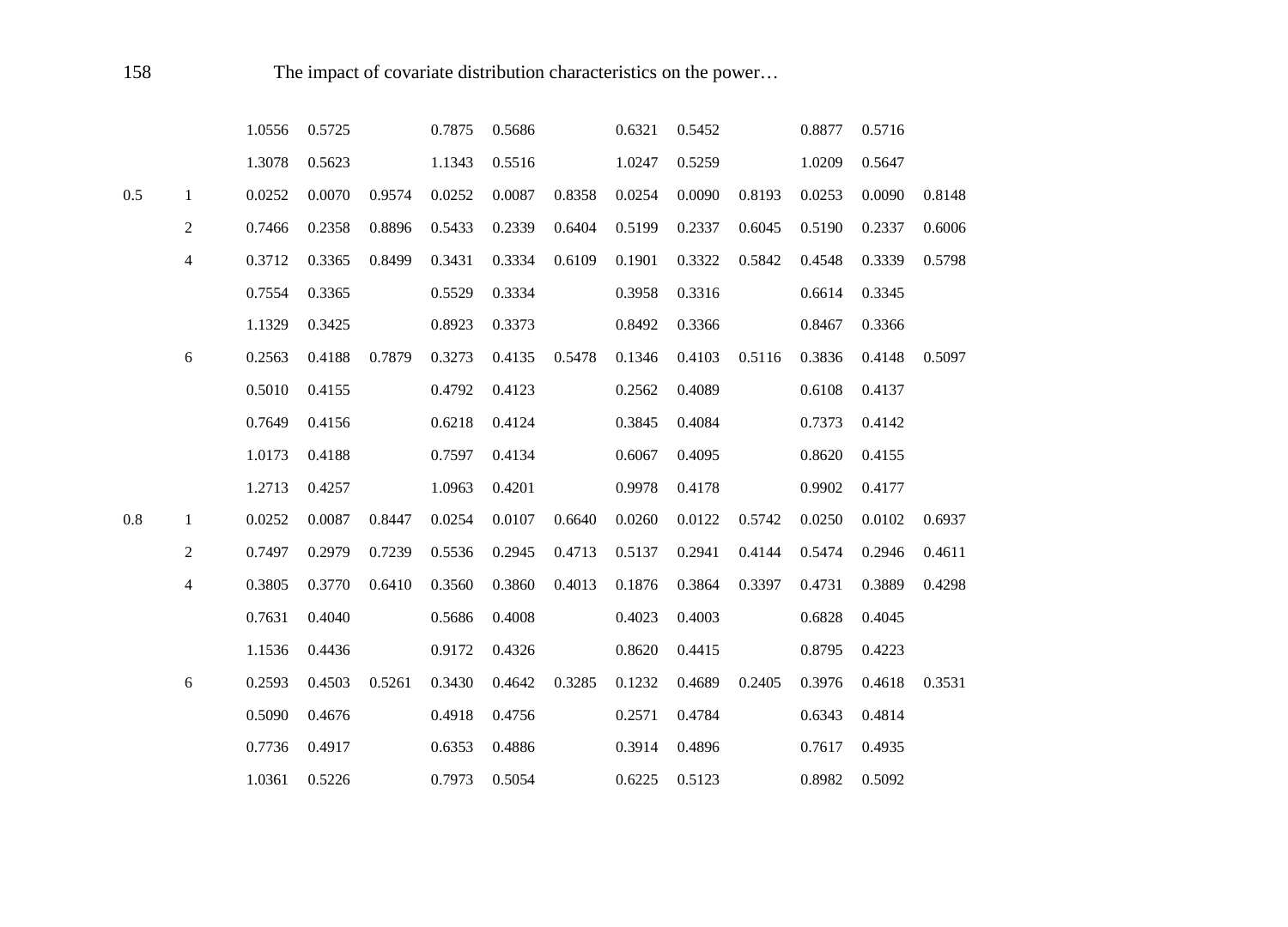|  |  |  |  |  |  |  |  |  |  |  |  |  |  |
|---|---|---|---|---|---|---|---|---|---|---|---|---|---|
|  |  | 1.0556 | 0.5725 |  | 0.7875 | 0.5686 |  | 0.6321 | 0.5452 |  | 0.8877 | 0.5716 |  |
|  |  | 1.3078 | 0.5623 |  | 1.1343 | 0.5516 |  | 1.0247 | 0.5259 |  | 1.0209 | 0.5647 |  |
| 0.5 | 1 | 0.0252 | 0.0070 | 0.9574 | 0.0252 | 0.0087 | 0.8358 | 0.0254 | 0.0090 | 0.8193 | 0.0253 | 0.0090 | 0.8148 |
|  | 2 | 0.7466 | 0.2358 | 0.8896 | 0.5433 | 0.2339 | 0.6404 | 0.5199 | 0.2337 | 0.6045 | 0.5190 | 0.2337 | 0.6006 |
|  | 4 | 0.3712 | 0.3365 | 0.8499 | 0.3431 | 0.3334 | 0.6109 | 0.1901 | 0.3322 | 0.5842 | 0.4548 | 0.3339 | 0.5798 |
|  |  | 0.7554 | 0.3365 |  | 0.5529 | 0.3334 |  | 0.3958 | 0.3316 |  | 0.6614 | 0.3345 |  |
|  |  | 1.1329 | 0.3425 |  | 0.8923 | 0.3373 |  | 0.8492 | 0.3366 |  | 0.8467 | 0.3366 |  |
|  | 6 | 0.2563 | 0.4188 | 0.7879 | 0.3273 | 0.4135 | 0.5478 | 0.1346 | 0.4103 | 0.5116 | 0.3836 | 0.4148 | 0.5097 |
|  |  | 0.5010 | 0.4155 |  | 0.4792 | 0.4123 |  | 0.2562 | 0.4089 |  | 0.6108 | 0.4137 |  |
|  |  | 0.7649 | 0.4156 |  | 0.6218 | 0.4124 |  | 0.3845 | 0.4084 |  | 0.7373 | 0.4142 |  |
|  |  | 1.0173 | 0.4188 |  | 0.7597 | 0.4134 |  | 0.6067 | 0.4095 |  | 0.8620 | 0.4155 |  |
|  |  | 1.2713 | 0.4257 |  | 1.0963 | 0.4201 |  | 0.9978 | 0.4178 |  | 0.9902 | 0.4177 |  |
| 0.8 | 1 | 0.0252 | 0.0087 | 0.8447 | 0.0254 | 0.0107 | 0.6640 | 0.0260 | 0.0122 | 0.5742 | 0.0250 | 0.0102 | 0.6937 |
|  | 2 | 0.7497 | 0.2979 | 0.7239 | 0.5536 | 0.2945 | 0.4713 | 0.5137 | 0.2941 | 0.4144 | 0.5474 | 0.2946 | 0.4611 |
|  | 4 | 0.3805 | 0.3770 | 0.6410 | 0.3560 | 0.3860 | 0.4013 | 0.1876 | 0.3864 | 0.3397 | 0.4731 | 0.3889 | 0.4298 |
|  |  | 0.7631 | 0.4040 |  | 0.5686 | 0.4008 |  | 0.4023 | 0.4003 |  | 0.6828 | 0.4045 |  |
|  |  | 1.1536 | 0.4436 |  | 0.9172 | 0.4326 |  | 0.8620 | 0.4415 |  | 0.8795 | 0.4223 |  |
|  | 6 | 0.2593 | 0.4503 | 0.5261 | 0.3430 | 0.4642 | 0.3285 | 0.1232 | 0.4689 | 0.2405 | 0.3976 | 0.4618 | 0.3531 |
|  |  | 0.5090 | 0.4676 |  | 0.4918 | 0.4756 |  | 0.2571 | 0.4784 |  | 0.6343 | 0.4814 |  |
|  |  | 0.7736 | 0.4917 |  | 0.6353 | 0.4886 |  | 0.3914 | 0.4896 |  | 0.7617 | 0.4935 |  |
|  |  | 1.0361 | 0.5226 |  | 0.7973 | 0.5054 |  | 0.6225 | 0.5123 |  | 0.8982 | 0.5092 |  |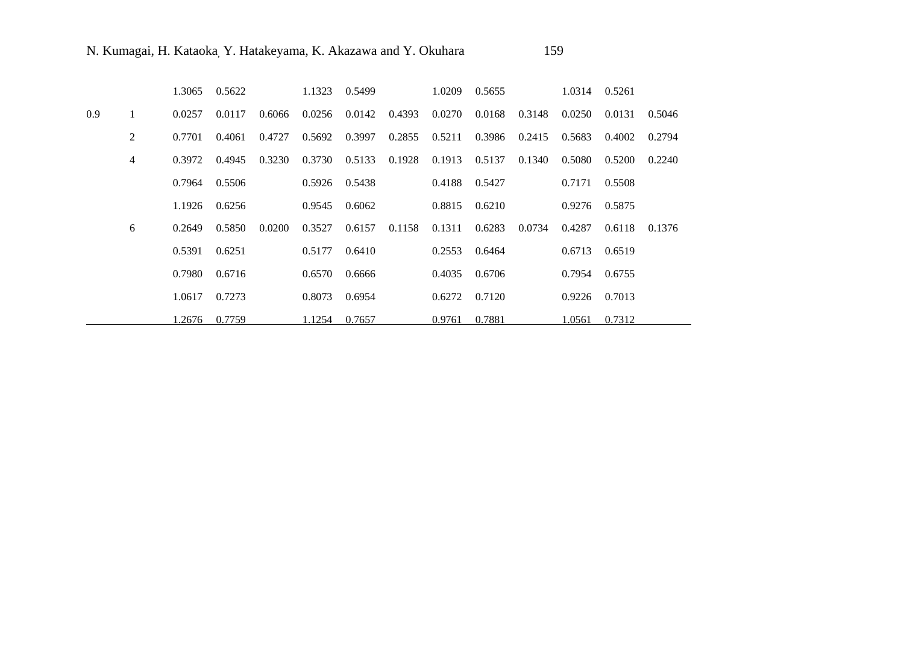| | | | | | | | | | | | | | |
|---|---|---|---|---|---|---|---|---|---|---|---|---|---|
| | | 1.3065 | 0.5622 | | 1.1323 | 0.5499 | | 1.0209 | 0.5655 | | 1.0314 | 0.5261 | |
| 0.9 | 1 | 0.0257 | 0.0117 | 0.6066 | 0.0256 | 0.0142 | 0.4393 | 0.0270 | 0.0168 | 0.3148 | 0.0250 | 0.0131 | 0.5046 |
| | 2 | 0.7701 | 0.4061 | 0.4727 | 0.5692 | 0.3997 | 0.2855 | 0.5211 | 0.3986 | 0.2415 | 0.5683 | 0.4002 | 0.2794 |
| | 4 | 0.3972 | 0.4945 | 0.3230 | 0.3730 | 0.5133 | 0.1928 | 0.1913 | 0.5137 | 0.1340 | 0.5080 | 0.5200 | 0.2240 |
| | | 0.7964 | 0.5506 | | 0.5926 | 0.5438 | | 0.4188 | 0.5427 | | 0.7171 | 0.5508 | |
| | | 1.1926 | 0.6256 | | 0.9545 | 0.6062 | | 0.8815 | 0.6210 | | 0.9276 | 0.5875 | |
| | 6 | 0.2649 | 0.5850 | 0.0200 | 0.3527 | 0.6157 | 0.1158 | 0.1311 | 0.6283 | 0.0734 | 0.4287 | 0.6118 | 0.1376 |
| | | 0.5391 | 0.6251 | | 0.5177 | 0.6410 | | 0.2553 | 0.6464 | | 0.6713 | 0.6519 | |
| | | 0.7980 | 0.6716 | | 0.6570 | 0.6666 | | 0.4035 | 0.6706 | | 0.7954 | 0.6755 | |
| | | 1.0617 | 0.7273 | | 0.8073 | 0.6954 | | 0.6272 | 0.7120 | | 0.9226 | 0.7013 | |
| | | 1.2676 | 0.7759 | | 1.1254 | 0.7657 | | 0.9761 | 0.7881 | | 1.0561 | 0.7312 | |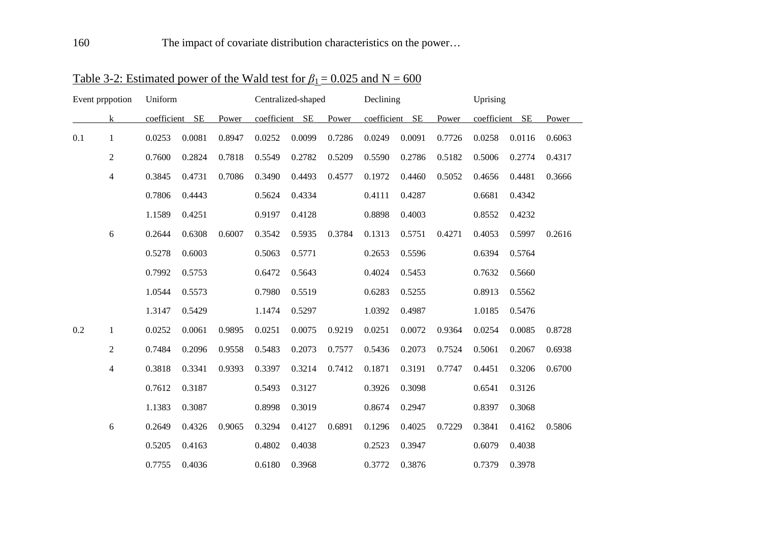Table 3-2: Estimated power of the Wald test for $\beta_1 = 0.025$ and N = 600

| Event prppotion | | Uniform | | | Centralized-shaped | | | Declining | | | Uprising | | |
|---|---|---|---|---|---|---|---|---|---|---|---|---|---|
| | k | coefficient | SE | Power | coefficient | SE | Power | coefficient | SE | Power | coefficient | SE | Power |
| 0.1 | 1 | 0.0253 | 0.0081 | 0.8947 | 0.0252 | 0.0099 | 0.7286 | 0.0249 | 0.0091 | 0.7726 | 0.0258 | 0.0116 | 0.6063 |
| | 2 | 0.7600 | 0.2824 | 0.7818 | 0.5549 | 0.2782 | 0.5209 | 0.5590 | 0.2786 | 0.5182 | 0.5006 | 0.2774 | 0.4317 |
| | 4 | 0.3845 | 0.4731 | 0.7086 | 0.3490 | 0.4493 | 0.4577 | 0.1972 | 0.4460 | 0.5052 | 0.4656 | 0.4481 | 0.3666 |
| | | 0.7806 | 0.4443 | | 0.5624 | 0.4334 | | 0.4111 | 0.4287 | | 0.6681 | 0.4342 | |
| | | 1.1589 | 0.4251 | | 0.9197 | 0.4128 | | 0.8898 | 0.4003 | | 0.8552 | 0.4232 | |
| | 6 | 0.2644 | 0.6308 | 0.6007 | 0.3542 | 0.5935 | 0.3784 | 0.1313 | 0.5751 | 0.4271 | 0.4053 | 0.5997 | 0.2616 |
| | | 0.5278 | 0.6003 | | 0.5063 | 0.5771 | | 0.2653 | 0.5596 | | 0.6394 | 0.5764 | |
| | | 0.7992 | 0.5753 | | 0.6472 | 0.5643 | | 0.4024 | 0.5453 | | 0.7632 | 0.5660 | |
| | | 1.0544 | 0.5573 | | 0.7980 | 0.5519 | | 0.6283 | 0.5255 | | 0.8913 | 0.5562 | |
| | | 1.3147 | 0.5429 | | 1.1474 | 0.5297 | | 1.0392 | 0.4987 | | 1.0185 | 0.5476 | |
| 0.2 | 1 | 0.0252 | 0.0061 | 0.9895 | 0.0251 | 0.0075 | 0.9219 | 0.0251 | 0.0072 | 0.9364 | 0.0254 | 0.0085 | 0.8728 |
| | 2 | 0.7484 | 0.2096 | 0.9558 | 0.5483 | 0.2073 | 0.7577 | 0.5436 | 0.2073 | 0.7524 | 0.5061 | 0.2067 | 0.6938 |
| | 4 | 0.3818 | 0.3341 | 0.9393 | 0.3397 | 0.3214 | 0.7412 | 0.1871 | 0.3191 | 0.7747 | 0.4451 | 0.3206 | 0.6700 |
| | | 0.7612 | 0.3187 | | 0.5493 | 0.3127 | | 0.3926 | 0.3098 | | 0.6541 | 0.3126 | |
| | | 1.1383 | 0.3087 | | 0.8998 | 0.3019 | | 0.8674 | 0.2947 | | 0.8397 | 0.3068 | |
| | 6 | 0.2649 | 0.4326 | 0.9065 | 0.3294 | 0.4127 | 0.6891 | 0.1296 | 0.4025 | 0.7229 | 0.3841 | 0.4162 | 0.5806 |
| | | 0.5205 | 0.4163 | | 0.4802 | 0.4038 | | 0.2523 | 0.3947 | | 0.6079 | 0.4038 | |
| | | 0.7755 | 0.4036 | | 0.6180 | 0.3968 | | 0.3772 | 0.3876 | | 0.7379 | 0.3978 | |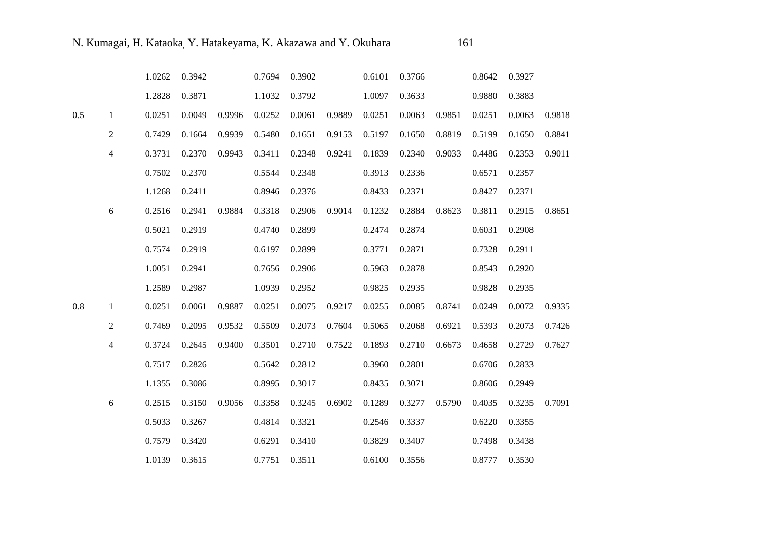|  |  |  |  |  |  |  |  |  |  |  |  |  |  |
|---|---|---|---|---|---|---|---|---|---|---|---|---|---|
|  |  | 1.0262 | 0.3942 |  | 0.7694 | 0.3902 |  | 0.6101 | 0.3766 |  | 0.8642 | 0.3927 |  |
|  |  | 1.2828 | 0.3871 |  | 1.1032 | 0.3792 |  | 1.0097 | 0.3633 |  | 0.9880 | 0.3883 |  |
| 0.5 | 1 | 0.0251 | 0.0049 | 0.9996 | 0.0252 | 0.0061 | 0.9889 | 0.0251 | 0.0063 | 0.9851 | 0.0251 | 0.0063 | 0.9818 |
|  | 2 | 0.7429 | 0.1664 | 0.9939 | 0.5480 | 0.1651 | 0.9153 | 0.5197 | 0.1650 | 0.8819 | 0.5199 | 0.1650 | 0.8841 |
|  | 4 | 0.3731 | 0.2370 | 0.9943 | 0.3411 | 0.2348 | 0.9241 | 0.1839 | 0.2340 | 0.9033 | 0.4486 | 0.2353 | 0.9011 |
|  |  | 0.7502 | 0.2370 |  | 0.5544 | 0.2348 |  | 0.3913 | 0.2336 |  | 0.6571 | 0.2357 |  |
|  |  | 1.1268 | 0.2411 |  | 0.8946 | 0.2376 |  | 0.8433 | 0.2371 |  | 0.8427 | 0.2371 |  |
|  | 6 | 0.2516 | 0.2941 | 0.9884 | 0.3318 | 0.2906 | 0.9014 | 0.1232 | 0.2884 | 0.8623 | 0.3811 | 0.2915 | 0.8651 |
|  |  | 0.5021 | 0.2919 |  | 0.4740 | 0.2899 |  | 0.2474 | 0.2874 |  | 0.6031 | 0.2908 |  |
|  |  | 0.7574 | 0.2919 |  | 0.6197 | 0.2899 |  | 0.3771 | 0.2871 |  | 0.7328 | 0.2911 |  |
|  |  | 1.0051 | 0.2941 |  | 0.7656 | 0.2906 |  | 0.5963 | 0.2878 |  | 0.8543 | 0.2920 |  |
|  |  | 1.2589 | 0.2987 |  | 1.0939 | 0.2952 |  | 0.9825 | 0.2935 |  | 0.9828 | 0.2935 |  |
| 0.8 | 1 | 0.0251 | 0.0061 | 0.9887 | 0.0251 | 0.0075 | 0.9217 | 0.0255 | 0.0085 | 0.8741 | 0.0249 | 0.0072 | 0.9335 |
|  | 2 | 0.7469 | 0.2095 | 0.9532 | 0.5509 | 0.2073 | 0.7604 | 0.5065 | 0.2068 | 0.6921 | 0.5393 | 0.2073 | 0.7426 |
|  | 4 | 0.3724 | 0.2645 | 0.9400 | 0.3501 | 0.2710 | 0.7522 | 0.1893 | 0.2710 | 0.6673 | 0.4658 | 0.2729 | 0.7627 |
|  |  | 0.7517 | 0.2826 |  | 0.5642 | 0.2812 |  | 0.3960 | 0.2801 |  | 0.6706 | 0.2833 |  |
|  |  | 1.1355 | 0.3086 |  | 0.8995 | 0.3017 |  | 0.8435 | 0.3071 |  | 0.8606 | 0.2949 |  |
|  | 6 | 0.2515 | 0.3150 | 0.9056 | 0.3358 | 0.3245 | 0.6902 | 0.1289 | 0.3277 | 0.5790 | 0.4035 | 0.3235 | 0.7091 |
|  |  | 0.5033 | 0.3267 |  | 0.4814 | 0.3321 |  | 0.2546 | 0.3337 |  | 0.6220 | 0.3355 |  |
|  |  | 0.7579 | 0.3420 |  | 0.6291 | 0.3410 |  | 0.3829 | 0.3407 |  | 0.7498 | 0.3438 |  |
|  |  | 1.0139 | 0.3615 |  | 0.7751 | 0.3511 |  | 0.6100 | 0.3556 |  | 0.8777 | 0.3530 |  |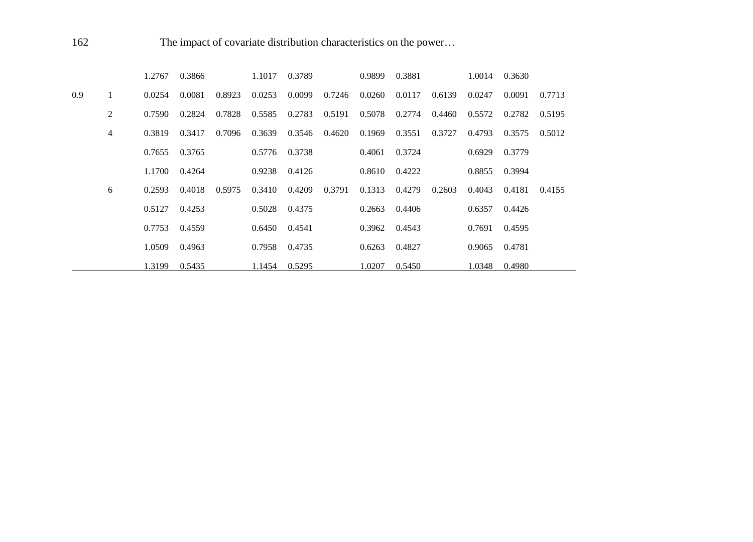| | | | | | | | | | | | | | |
|---|---|---|---|---|---|---|---|---|---|---|---|---|---|
| | | 1.2767 | 0.3866 | | 1.1017 | 0.3789 | | 0.9899 | 0.3881 | | 1.0014 | 0.3630 | |
| 0.9 | 1 | 0.0254 | 0.0081 | 0.8923 | 0.0253 | 0.0099 | 0.7246 | 0.0260 | 0.0117 | 0.6139 | 0.0247 | 0.0091 | 0.7713 |
| | 2 | 0.7590 | 0.2824 | 0.7828 | 0.5585 | 0.2783 | 0.5191 | 0.5078 | 0.2774 | 0.4460 | 0.5572 | 0.2782 | 0.5195 |
| | 4 | 0.3819 | 0.3417 | 0.7096 | 0.3639 | 0.3546 | 0.4620 | 0.1969 | 0.3551 | 0.3727 | 0.4793 | 0.3575 | 0.5012 |
| | | 0.7655 | 0.3765 | | 0.5776 | 0.3738 | | 0.4061 | 0.3724 | | 0.6929 | 0.3779 | |
| | | 1.1700 | 0.4264 | | 0.9238 | 0.4126 | | 0.8610 | 0.4222 | | 0.8855 | 0.3994 | |
| | 6 | 0.2593 | 0.4018 | 0.5975 | 0.3410 | 0.4209 | 0.3791 | 0.1313 | 0.4279 | 0.2603 | 0.4043 | 0.4181 | 0.4155 |
| | | 0.5127 | 0.4253 | | 0.5028 | 0.4375 | | 0.2663 | 0.4406 | | 0.6357 | 0.4426 | |
| | | 0.7753 | 0.4559 | | 0.6450 | 0.4541 | | 0.3962 | 0.4543 | | 0.7691 | 0.4595 | |
| | | 1.0509 | 0.4963 | | 0.7958 | 0.4735 | | 0.6263 | 0.4827 | | 0.9065 | 0.4781 | |
| | | 1.3199 | 0.5435 | | 1.1454 | 0.5295 | | 1.0207 | 0.5450 | | 1.0348 | 0.4980 | |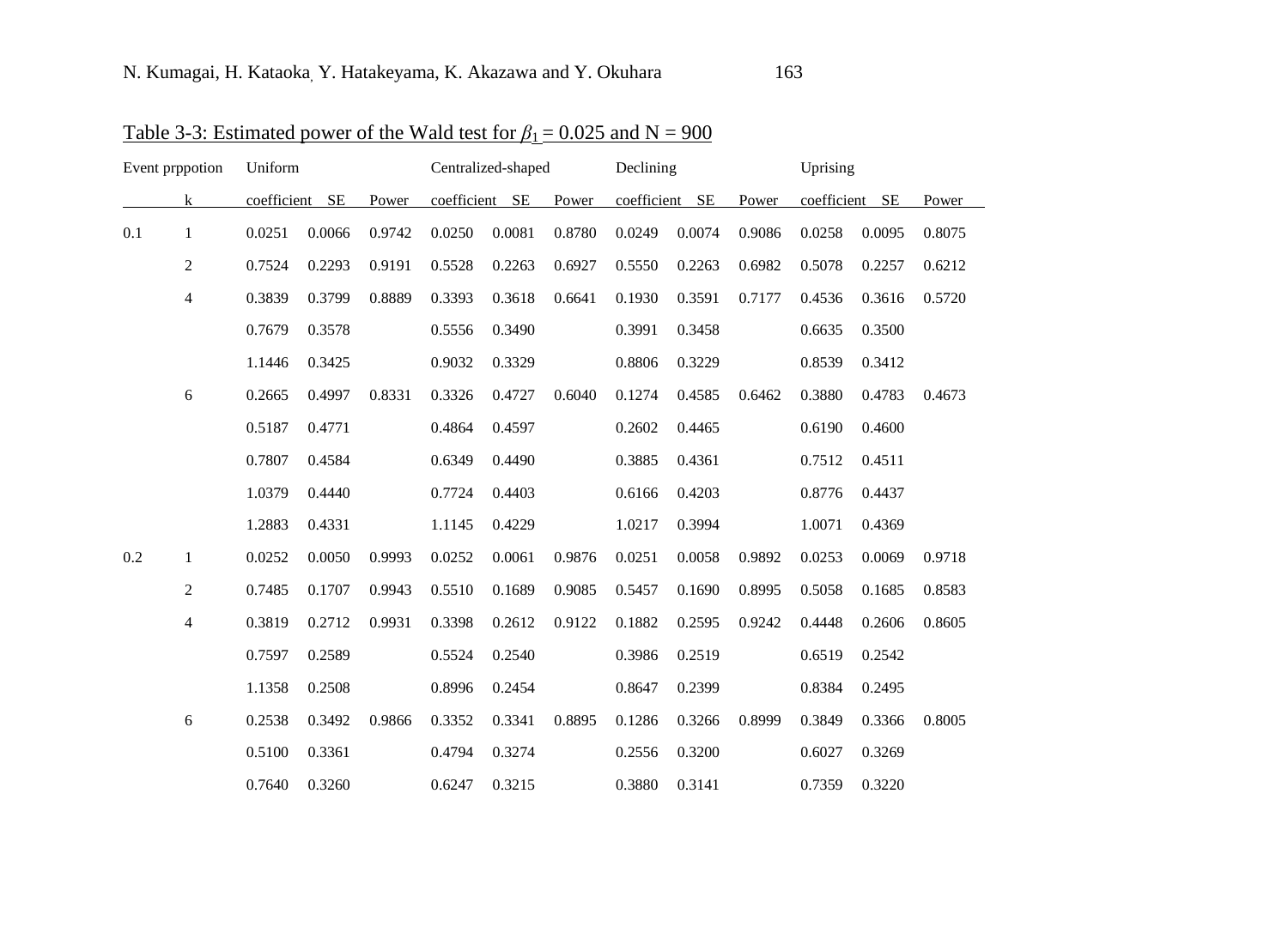Table 3-3: Estimated power of the Wald test for $\beta_1 = 0.025$ and N = 900

| Event prppotion | | Uniform | | | Centralized-shaped | | | Declining | | | Uprising | | |
|---|---|---|---|---|---|---|---|---|---|---|---|---|---|
| | k | coefficient | SE | Power | coefficient | SE | Power | coefficient | SE | Power | coefficient | SE | Power |
| 0.1 | 1 | 0.0251 | 0.0066 | 0.9742 | 0.0250 | 0.0081 | 0.8780 | 0.0249 | 0.0074 | 0.9086 | 0.0258 | 0.0095 | 0.8075 |
| | 2 | 0.7524 | 0.2293 | 0.9191 | 0.5528 | 0.2263 | 0.6927 | 0.5550 | 0.2263 | 0.6982 | 0.5078 | 0.2257 | 0.6212 |
| | 4 | 0.3839 | 0.3799 | 0.8889 | 0.3393 | 0.3618 | 0.6641 | 0.1930 | 0.3591 | 0.7177 | 0.4536 | 0.3616 | 0.5720 |
| | | 0.7679 | 0.3578 | | 0.5556 | 0.3490 | | 0.3991 | 0.3458 | | 0.6635 | 0.3500 | |
| | | 1.1446 | 0.3425 | | 0.9032 | 0.3329 | | 0.8806 | 0.3229 | | 0.8539 | 0.3412 | |
| | 6 | 0.2665 | 0.4997 | 0.8331 | 0.3326 | 0.4727 | 0.6040 | 0.1274 | 0.4585 | 0.6462 | 0.3880 | 0.4783 | 0.4673 |
| | | 0.5187 | 0.4771 | | 0.4864 | 0.4597 | | 0.2602 | 0.4465 | | 0.6190 | 0.4600 | |
| | | 0.7807 | 0.4584 | | 0.6349 | 0.4490 | | 0.3885 | 0.4361 | | 0.7512 | 0.4511 | |
| | | 1.0379 | 0.4440 | | 0.7724 | 0.4403 | | 0.6166 | 0.4203 | | 0.8776 | 0.4437 | |
| | | 1.2883 | 0.4331 | | 1.1145 | 0.4229 | | 1.0217 | 0.3994 | | 1.0071 | 0.4369 | |
| 0.2 | 1 | 0.0252 | 0.0050 | 0.9993 | 0.0252 | 0.0061 | 0.9876 | 0.0251 | 0.0058 | 0.9892 | 0.0253 | 0.0069 | 0.9718 |
| | 2 | 0.7485 | 0.1707 | 0.9943 | 0.5510 | 0.1689 | 0.9085 | 0.5457 | 0.1690 | 0.8995 | 0.5058 | 0.1685 | 0.8583 |
| | 4 | 0.3819 | 0.2712 | 0.9931 | 0.3398 | 0.2612 | 0.9122 | 0.1882 | 0.2595 | 0.9242 | 0.4448 | 0.2606 | 0.8605 |
| | | 0.7597 | 0.2589 | | 0.5524 | 0.2540 | | 0.3986 | 0.2519 | | 0.6519 | 0.2542 | |
| | | 1.1358 | 0.2508 | | 0.8996 | 0.2454 | | 0.8647 | 0.2399 | | 0.8384 | 0.2495 | |
| | 6 | 0.2538 | 0.3492 | 0.9866 | 0.3352 | 0.3341 | 0.8895 | 0.1286 | 0.3266 | 0.8999 | 0.3849 | 0.3366 | 0.8005 |
| | | 0.5100 | 0.3361 | | 0.4794 | 0.3274 | | 0.2556 | 0.3200 | | 0.6027 | 0.3269 | |
| | | 0.7640 | 0.3260 | | 0.6247 | 0.3215 | | 0.3880 | 0.3141 | | 0.7359 | 0.3220 | |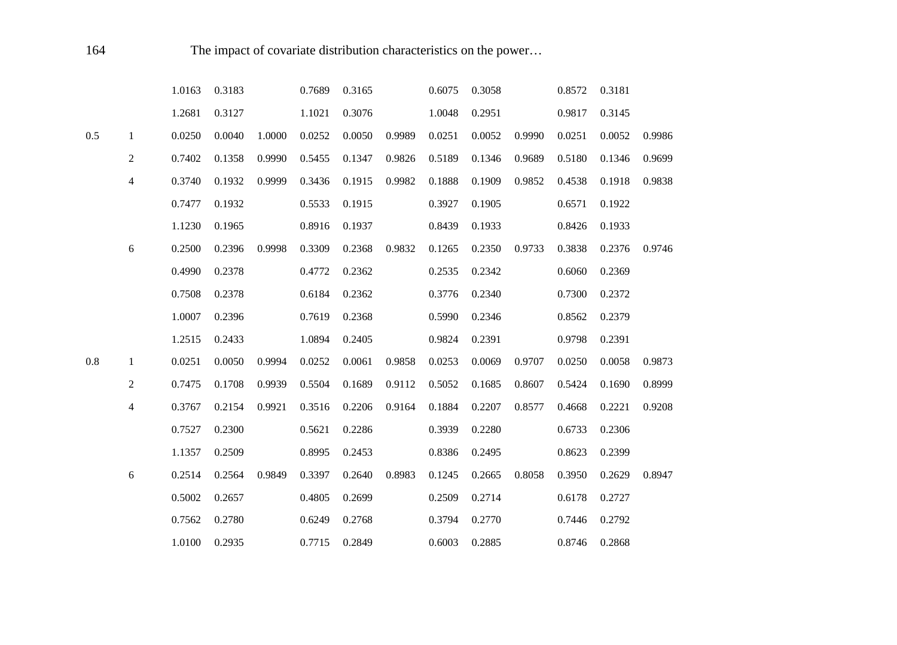|  |  |  |  |  |  |  |  |  |  |  |  |  |  |
|---|---|---|---|---|---|---|---|---|---|---|---|---|---|
|  |  | 1.0163 | 0.3183 |  | 0.7689 | 0.3165 |  | 0.6075 | 0.3058 |  | 0.8572 | 0.3181 |  |
|  |  | 1.2681 | 0.3127 |  | 1.1021 | 0.3076 |  | 1.0048 | 0.2951 |  | 0.9817 | 0.3145 |  |
| 0.5 | 1 | 0.0250 | 0.0040 | 1.0000 | 0.0252 | 0.0050 | 0.9989 | 0.0251 | 0.0052 | 0.9990 | 0.0251 | 0.0052 | 0.9986 |
|  | 2 | 0.7402 | 0.1358 | 0.9990 | 0.5455 | 0.1347 | 0.9826 | 0.5189 | 0.1346 | 0.9689 | 0.5180 | 0.1346 | 0.9699 |
|  | 4 | 0.3740 | 0.1932 | 0.9999 | 0.3436 | 0.1915 | 0.9982 | 0.1888 | 0.1909 | 0.9852 | 0.4538 | 0.1918 | 0.9838 |
|  |  | 0.7477 | 0.1932 |  | 0.5533 | 0.1915 |  | 0.3927 | 0.1905 |  | 0.6571 | 0.1922 |  |
|  |  | 1.1230 | 0.1965 |  | 0.8916 | 0.1937 |  | 0.8439 | 0.1933 |  | 0.8426 | 0.1933 |  |
|  | 6 | 0.2500 | 0.2396 | 0.9998 | 0.3309 | 0.2368 | 0.9832 | 0.1265 | 0.2350 | 0.9733 | 0.3838 | 0.2376 | 0.9746 |
|  |  | 0.4990 | 0.2378 |  | 0.4772 | 0.2362 |  | 0.2535 | 0.2342 |  | 0.6060 | 0.2369 |  |
|  |  | 0.7508 | 0.2378 |  | 0.6184 | 0.2362 |  | 0.3776 | 0.2340 |  | 0.7300 | 0.2372 |  |
|  |  | 1.0007 | 0.2396 |  | 0.7619 | 0.2368 |  | 0.5990 | 0.2346 |  | 0.8562 | 0.2379 |  |
|  |  | 1.2515 | 0.2433 |  | 1.0894 | 0.2405 |  | 0.9824 | 0.2391 |  | 0.9798 | 0.2391 |  |
| 0.8 | 1 | 0.0251 | 0.0050 | 0.9994 | 0.0252 | 0.0061 | 0.9858 | 0.0253 | 0.0069 | 0.9707 | 0.0250 | 0.0058 | 0.9873 |
|  | 2 | 0.7475 | 0.1708 | 0.9939 | 0.5504 | 0.1689 | 0.9112 | 0.5052 | 0.1685 | 0.8607 | 0.5424 | 0.1690 | 0.8999 |
|  | 4 | 0.3767 | 0.2154 | 0.9921 | 0.3516 | 0.2206 | 0.9164 | 0.1884 | 0.2207 | 0.8577 | 0.4668 | 0.2221 | 0.9208 |
|  |  | 0.7527 | 0.2300 |  | 0.5621 | 0.2286 |  | 0.3939 | 0.2280 |  | 0.6733 | 0.2306 |  |
|  |  | 1.1357 | 0.2509 |  | 0.8995 | 0.2453 |  | 0.8386 | 0.2495 |  | 0.8623 | 0.2399 |  |
|  | 6 | 0.2514 | 0.2564 | 0.9849 | 0.3397 | 0.2640 | 0.8983 | 0.1245 | 0.2665 | 0.8058 | 0.3950 | 0.2629 | 0.8947 |
|  |  | 0.5002 | 0.2657 |  | 0.4805 | 0.2699 |  | 0.2509 | 0.2714 |  | 0.6178 | 0.2727 |  |
|  |  | 0.7562 | 0.2780 |  | 0.6249 | 0.2768 |  | 0.3794 | 0.2770 |  | 0.7446 | 0.2792 |  |
|  |  | 1.0100 | 0.2935 |  | 0.7715 | 0.2849 |  | 0.6003 | 0.2885 |  | 0.8746 | 0.2868 |  |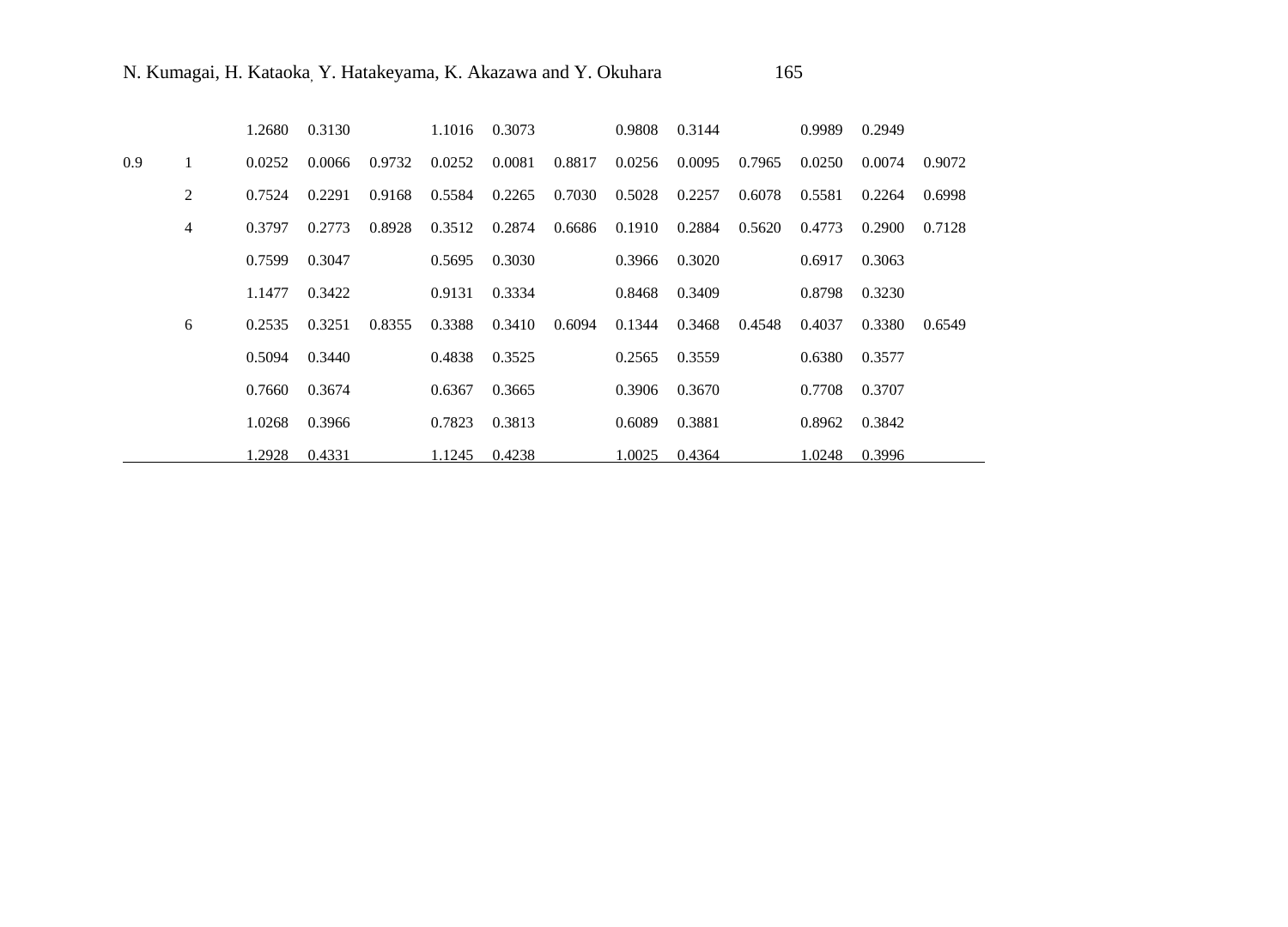| | | | | | | | | | | | | | |
|---|---|---|---|---|---|---|---|---|---|---|---|---|---|
| | | 1.2680 | 0.3130 | | 1.1016 | 0.3073 | | 0.9808 | 0.3144 | | 0.9989 | 0.2949 | |
| 0.9 | 1 | 0.0252 | 0.0066 | 0.9732 | 0.0252 | 0.0081 | 0.8817 | 0.0256 | 0.0095 | 0.7965 | 0.0250 | 0.0074 | 0.9072 |
| | 2 | 0.7524 | 0.2291 | 0.9168 | 0.5584 | 0.2265 | 0.7030 | 0.5028 | 0.2257 | 0.6078 | 0.5581 | 0.2264 | 0.6998 |
| | 4 | 0.3797 | 0.2773 | 0.8928 | 0.3512 | 0.2874 | 0.6686 | 0.1910 | 0.2884 | 0.5620 | 0.4773 | 0.2900 | 0.7128 |
| | | 0.7599 | 0.3047 | | 0.5695 | 0.3030 | | 0.3966 | 0.3020 | | 0.6917 | 0.3063 | |
| | | 1.1477 | 0.3422 | | 0.9131 | 0.3334 | | 0.8468 | 0.3409 | | 0.8798 | 0.3230 | |
| | 6 | 0.2535 | 0.3251 | 0.8355 | 0.3388 | 0.3410 | 0.6094 | 0.1344 | 0.3468 | 0.4548 | 0.4037 | 0.3380 | 0.6549 |
| | | 0.5094 | 0.3440 | | 0.4838 | 0.3525 | | 0.2565 | 0.3559 | | 0.6380 | 0.3577 | |
| | | 0.7660 | 0.3674 | | 0.6367 | 0.3665 | | 0.3906 | 0.3670 | | 0.7708 | 0.3707 | |
| | | 1.0268 | 0.3966 | | 0.7823 | 0.3813 | | 0.6089 | 0.3881 | | 0.8962 | 0.3842 | |
| | | 1.2928 | 0.4331 | | 1.1245 | 0.4238 | | 1.0025 | 0.4364 | | 1.0248 | 0.3996 | |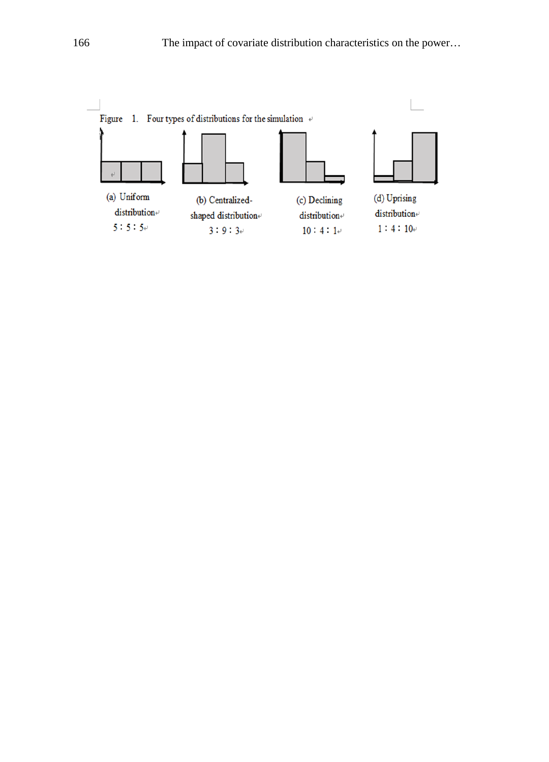Figure 1. Four types of distributions for the simulation

(a) Uniform distribution
5 : 5 : 5

(b) Centralized-shaped distribution
3 : 9 : 3

(c) Declining distribution
10 : 4 : 1

(d) Uprising distribution
1 : 4 : 10